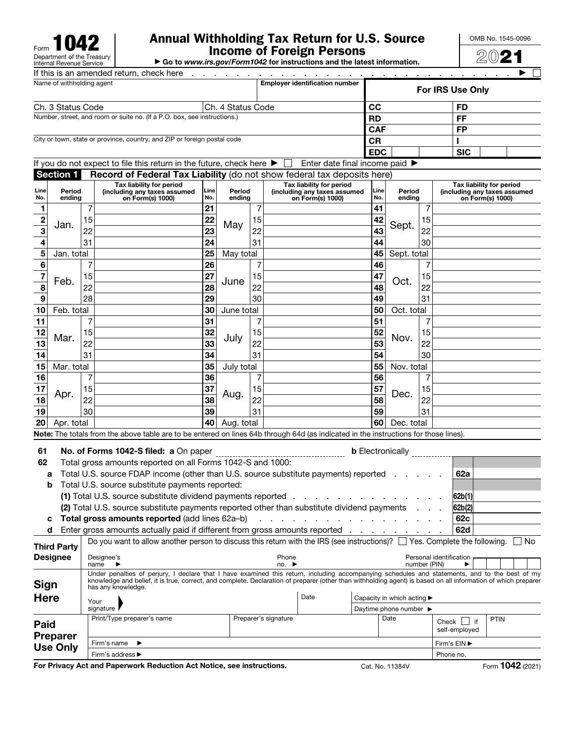Form **1042**

Department of the Treasury
Internal Revenue Service

# Annual Withholding Tax Return for U.S. Source Income of Foreign Persons

▶ Go to *www.irs.gov/Form1042* for instructions and the latest information.

OMB No. 1545-0096

**2021**

If this is an amended return, check here . . . . . . . . . . ▶ ☐

| Name of withholding agent | | Employer identification number | For IRS Use Only | |
|---|---|---|---|---|
| Ch. 3 Status Code | Ch. 4 Status Code | | CC | FD |
| Number, street, and room or suite no. (If a P.O. box, see instructions.) | | | RD | FF |
| | | | CAF | FP |
| City or town, state or province, country, and ZIP or foreign postal code | | | CR | I |
| | | | EDC | SIC |

If you do not expect to file this return in the future, check here ▶ ☐ Enter date final income paid ▶

## Section 1 Record of Federal Tax Liability (do not show federal tax deposits here)

| Line No. | Period ending | | Tax liability for period (including any taxes assumed on Form(s) 1000) | Line No. | Period ending | | Tax liability for period (including any taxes assumed on Form(s) 1000) | Line No. | Period ending | | Tax liability for period (including any taxes assumed on Form(s) 1000) |
|---|---|---|---|---|---|---|---|---|---|---|---|
| 1 | Jan. | 7 | | 21 | May | 7 | | 41 | Sept. | 7 | |
| 2 | | 15 | | 22 | | 15 | | 42 | | 15 | |
| 3 | | 22 | | 23 | | 22 | | 43 | | 22 | |
| 4 | | 31 | | 24 | | 31 | | 44 | | 30 | |
| 5 | Jan. total | | | 25 | May total | | | 45 | Sept. total | | |
| 6 | Feb. | 7 | | 26 | June | 7 | | 46 | Oct. | 7 | |
| 7 | | 15 | | 27 | | 15 | | 47 | | 15 | |
| 8 | | 22 | | 28 | | 22 | | 48 | | 22 | |
| 9 | | 28 | | 29 | | 30 | | 49 | | 31 | |
| 10 | Feb. total | | | 30 | June total | | | 50 | Oct. total | | |
| 11 | Mar. | 7 | | 31 | July | 7 | | 51 | Nov. | 7 | |
| 12 | | 15 | | 32 | | 15 | | 52 | | 15 | |
| 13 | | 22 | | 33 | | 22 | | 53 | | 22 | |
| 14 | | 31 | | 34 | | 31 | | 54 | | 30 | |
| 15 | Mar. total | | | 35 | July total | | | 55 | Nov. total | | |
| 16 | Apr. | 7 | | 36 | Aug. | 7 | | 56 | Dec. | 7 | |
| 17 | | 15 | | 37 | | 15 | | 57 | | 15 | |
| 18 | | 22 | | 38 | | 22 | | 58 | | 22 | |
| 19 | | 30 | | 39 | | 31 | | 59 | | 31 | |
| 20 | Apr. total | | | 40 | Aug. total | | | 60 | Dec. total | | |

**Note:** The totals from the above table are to be entered on lines 64b through 64d (as indicated in the instructions for those lines).

**61** **No. of Forms 1042-S filed: a** On paper ____________ **b** Electronically ________

**62** Total gross amounts reported on all Forms 1042-S and 1000:

**a** Total U.S. source FDAP income (other than U.S. source substitute payments) reported . . . . . **62a**

**b** Total U.S. source substitute payments reported:

(1) Total U.S. source substitute dividend payments reported . . . . . . . . . . **62b(1)**

(2) Total U.S. source substitute payments reported other than substitute dividend payments . . . **62b(2)**

**c** **Total gross amounts reported** (add lines 62a–b) . . . . . . . . . . **62c**

**d** Enter gross amounts actually paid if different from gross amounts reported . . . . . . **62d**

**Third Party Designee**

Do you want to allow another person to discuss this return with the IRS (see instructions)? ☐ Yes. Complete the following. ☐ No

Designee's name ▶ Phone no. ▶ Personal identification number (PIN) ▶

**Sign Here**

Under penalties of perjury, I declare that I have examined this return, including accompanying schedules and statements, and to the best of my knowledge and belief, it is true, correct, and complete. Declaration of preparer (other than withholding agent) is based on all information of which preparer has any knowledge.

Your signature | Date | Capacity in which acting ▶ | Daytime phone number ▶

**Paid Preparer Use Only**

| Print/Type preparer's name | Preparer's signature | Date | Check ☐ if self-employed | PTIN |
|---|---|---|---|---|
| Firm's name ▶ | | | Firm's EIN ▶ | |
| Firm's address ▶ | | | Phone no. | |

**For Privacy Act and Paperwork Reduction Act Notice, see instructions.** Cat. No. 11384V Form **1042** (2021)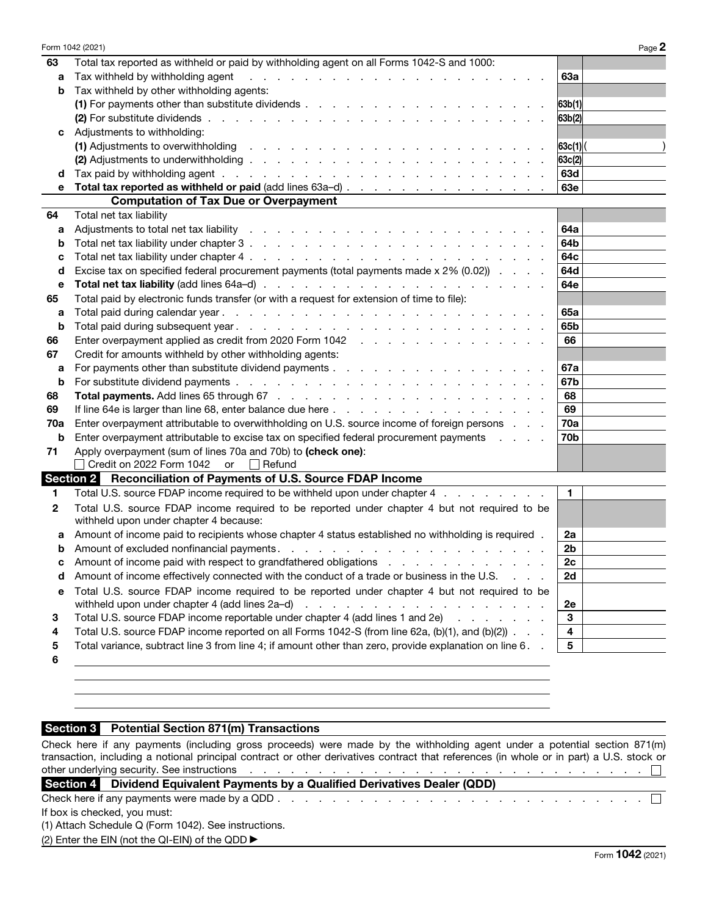| Line | Description | Box | Amount |
|---|---|---|---|
| 63 | Total tax reported as withheld or paid by withholding agent on all Forms 1042-S and 1000: | | |
| a | Tax withheld by withholding agent | 63a | |
| b | Tax withheld by other withholding agents: | | |
| | (1) For payments other than substitute dividends | 63b(1) | |
| | (2) For substitute dividends | 63b(2) | |
| c | Adjustments to withholding: | | |
| | (1) Adjustments to overwithholding | 63c(1) | ( ) |
| | (2) Adjustments to underwithholding | 63c(2) | |
| d | Tax paid by withholding agent | 63d | |
| e | **Total tax reported as withheld or paid** (add lines 63a–d) | 63e | |

### Computation of Tax Due or Overpayment

| Line | Description | Box | Amount |
|---|---|---|---|
| 64 | Total net tax liability | | |
| a | Adjustments to total net tax liability | 64a | |
| b | Total net tax liability under chapter 3 | 64b | |
| c | Total net tax liability under chapter 4 | 64c | |
| d | Excise tax on specified federal procurement payments (total payments made x 2% (0.02)) | 64d | |
| e | **Total net tax liability** (add lines 64a–d) | 64e | |
| 65 | Total paid by electronic funds transfer (or with a request for extension of time to file): | | |
| a | Total paid during calendar year | 65a | |
| b | Total paid during subsequent year | 65b | |
| 66 | Enter overpayment applied as credit from 2020 Form 1042 | 66 | |
| 67 | Credit for amounts withheld by other withholding agents: | | |
| a | For payments other than substitute dividend payments | 67a | |
| b | For substitute dividend payments | 67b | |
| 68 | **Total payments.** Add lines 65 through 67 | 68 | |
| 69 | If line 64e is larger than line 68, enter balance due here | 69 | |
| 70a | Enter overpayment attributable to overwithholding on U.S. source income of foreign persons | 70a | |
| b | Enter overpayment attributable to excise tax on specified federal procurement payments | 70b | |
| 71 | Apply overpayment (sum of lines 70a and 70b) to **(check one)**: ☐ Credit on 2022 Form 1042 or ☐ Refund | | |

## Section 2 Reconciliation of Payments of U.S. Source FDAP Income

| Line | Description | Box | Amount |
|---|---|---|---|
| 1 | Total U.S. source FDAP income required to be withheld upon under chapter 4 | 1 | |
| 2 | Total U.S. source FDAP income required to be reported under chapter 4 but not required to be withheld upon under chapter 4 because: | | |
| a | Amount of income paid to recipients whose chapter 4 status established no withholding is required | 2a | |
| b | Amount of excluded nonfinancial payments | 2b | |
| c | Amount of income paid with respect to grandfathered obligations | 2c | |
| d | Amount of income effectively connected with the conduct of a trade or business in the U.S. | 2d | |
| e | Total U.S. source FDAP income required to be reported under chapter 4 but not required to be withheld upon under chapter 4 (add lines 2a–d) | 2e | |
| 3 | Total U.S. source FDAP income reportable under chapter 4 (add lines 1 and 2e) | 3 | |
| 4 | Total U.S. source FDAP income reported on all Forms 1042-S (from line 62a, (b)(1), and (b)(2)) | 4 | |
| 5 | Total variance, subtract line 3 from line 4; if amount other than zero, provide explanation on line 6 | 5 | |
| 6 | | | |

## Section 3 Potential Section 871(m) Transactions

Check here if any payments (including gross proceeds) were made by the withholding agent under a potential section 871(m) transaction, including a notional principal contract or other derivatives contract that references (in whole or in part) a U.S. stock or other underlying security. See instructions ☐

## Section 4 Dividend Equivalent Payments by a Qualified Derivatives Dealer (QDD)

Check here if any payments were made by a QDD ☐

If box is checked, you must:

(1) Attach Schedule Q (Form 1042). See instructions.

(2) Enter the EIN (not the QI-EIN) of the QDD ►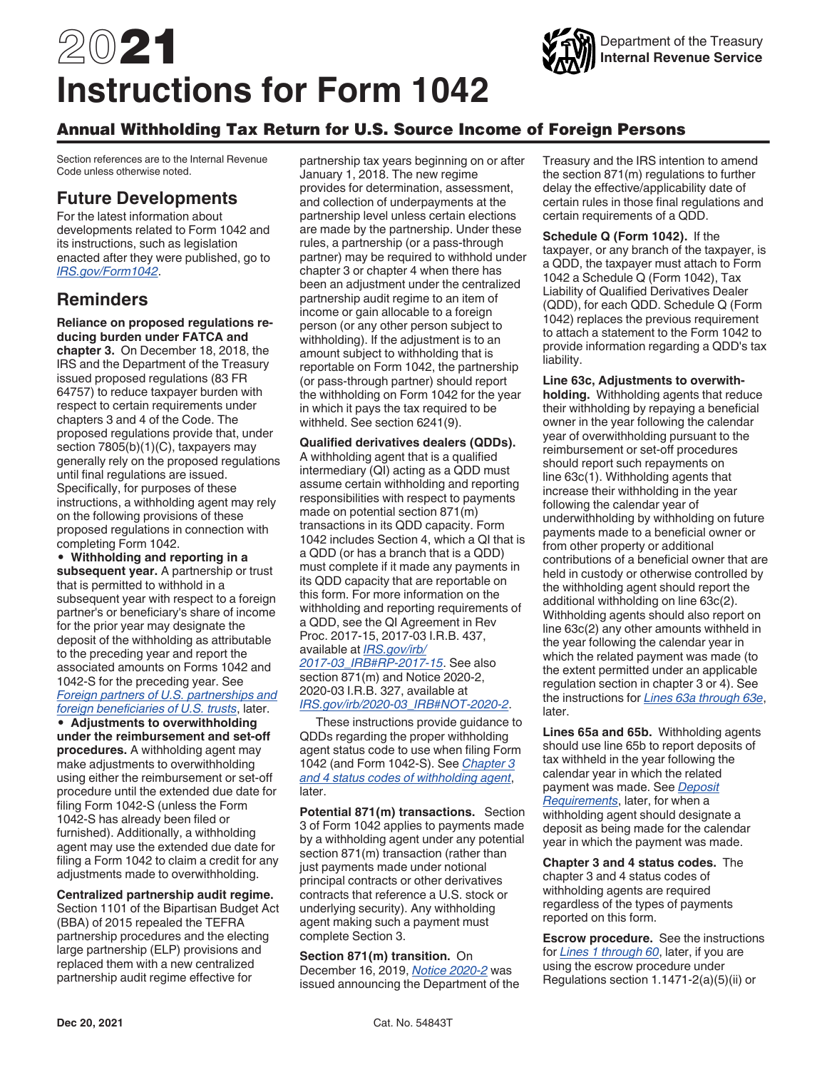# 2021 Instructions for Form 1042

## Annual Withholding Tax Return for U.S. Source Income of Foreign Persons

Section references are to the Internal Revenue Code unless otherwise noted.

## Future Developments

For the latest information about developments related to Form 1042 and its instructions, such as legislation enacted after they were published, go to *IRS.gov/Form1042*.

## Reminders

**Reliance on proposed regulations reducing burden under FATCA and chapter 3.** On December 18, 2018, the IRS and the Department of the Treasury issued proposed regulations (83 FR 64757) to reduce taxpayer burden with respect to certain requirements under chapters 3 and 4 of the Code. The proposed regulations provide that, under section 7805(b)(1)(C), taxpayers may generally rely on the proposed regulations until final regulations are issued. Specifically, for purposes of these instructions, a withholding agent may rely on the following provisions of these proposed regulations in connection with completing Form 1042.

- **Withholding and reporting in a subsequent year.** A partnership or trust that is permitted to withhold in a subsequent year with respect to a foreign partner's or beneficiary's share of income for the prior year may designate the deposit of the withholding as attributable to the preceding year and report the associated amounts on Forms 1042 and 1042-S for the preceding year. See *Foreign partners of U.S. partnerships and foreign beneficiaries of U.S. trusts*, later.
- **Adjustments to overwithholding under the reimbursement and set-off procedures.** A withholding agent may make adjustments to overwithholding using either the reimbursement or set-off procedure until the extended due date for filing Form 1042-S (unless the Form 1042-S has already been filed or furnished). Additionally, a withholding agent may use the extended due date for filing a Form 1042 to claim a credit for any adjustments made to overwithholding.

**Centralized partnership audit regime.** Section 1101 of the Bipartisan Budget Act (BBA) of 2015 repealed the TEFRA partnership procedures and the electing large partnership (ELP) provisions and replaced them with a new centralized partnership audit regime effective for partnership tax years beginning on or after January 1, 2018. The new regime provides for determination, assessment, and collection of underpayments at the partnership level unless certain elections are made by the partnership. Under these rules, a partnership (or a pass-through partner) may be required to withhold under chapter 3 or chapter 4 when there has been an adjustment under the centralized partnership audit regime to an item of income or gain allocable to a foreign person (or any other person subject to withholding). If the adjustment is to an amount subject to withholding that is reportable on Form 1042, the partnership (or pass-through partner) should report the withholding on Form 1042 for the year in which it pays the tax required to be withheld. See section 6241(9).

**Qualified derivatives dealers (QDDs).** A withholding agent that is a qualified intermediary (QI) acting as a QDD must assume certain withholding and reporting responsibilities with respect to payments made on potential section 871(m) transactions in its QDD capacity. Form 1042 includes Section 4, which a QI that is a QDD (or has a branch that is a QDD) must complete if it made any payments in its QDD capacity that are reportable on this form. For more information on the withholding and reporting requirements of a QDD, see the QI Agreement in Rev Proc. 2017-15, 2017-03 I.R.B. 437, available at *IRS.gov/irb/2017-03_IRB#RP-2017-15*. See also section 871(m) and Notice 2020-2, 2020-03 I.R.B. 327, available at *IRS.gov/irb/2020-03_IRB#NOT-2020-2*.

These instructions provide guidance to QDDs regarding the proper withholding agent status code to use when filing Form 1042 (and Form 1042-S). See *Chapter 3 and 4 status codes of withholding agent*, later.

**Potential 871(m) transactions.** Section 3 of Form 1042 applies to payments made by a withholding agent under any potential section 871(m) transaction (rather than just payments made under notional principal contracts or other derivatives contracts that reference a U.S. stock or underlying security). Any withholding agent making such a payment must complete Section 3.

**Section 871(m) transition.** On December 16, 2019, *Notice 2020-2* was issued announcing the Department of the Treasury and the IRS intention to amend the section 871(m) regulations to further delay the effective/applicability date of certain rules in those final regulations and certain requirements of a QDD.

**Schedule Q (Form 1042).** If the taxpayer, or any branch of the taxpayer, is a QDD, the taxpayer must attach to Form 1042 a Schedule Q (Form 1042), Tax Liability of Qualified Derivatives Dealer (QDD), for each QDD. Schedule Q (Form 1042) replaces the previous requirement to attach a statement to the Form 1042 to provide information regarding a QDD's tax liability.

**Line 63c, Adjustments to overwithholding.** Withholding agents that reduce their withholding by repaying a beneficial owner in the year following the calendar year of overwithholding pursuant to the reimbursement or set-off procedures should report such repayments on line 63c(1). Withholding agents that increase their withholding in the year following the calendar year of underwithholding by withholding on future payments made to a beneficial owner or from other property or additional contributions of a beneficial owner that are held in custody or otherwise controlled by the withholding agent should report the additional withholding on line 63c(2). Withholding agents should also report on line 63c(2) any other amounts withheld in the year following the calendar year in which the related payment was made (to the extent permitted under an applicable regulation section in chapter 3 or 4). See the instructions for *Lines 63a through 63e*, later.

**Lines 65a and 65b.** Withholding agents should use line 65b to report deposits of tax withheld in the year following the calendar year in which the related payment was made. See *Deposit Requirements*, later, for when a withholding agent should designate a deposit as being made for the calendar year in which the payment was made.

**Chapter 3 and 4 status codes.** The chapter 3 and 4 status codes of withholding agents are required regardless of the types of payments reported on this form.

**Escrow procedure.** See the instructions for *Lines 1 through 60*, later, if you are using the escrow procedure under Regulations section 1.1471-2(a)(5)(ii) or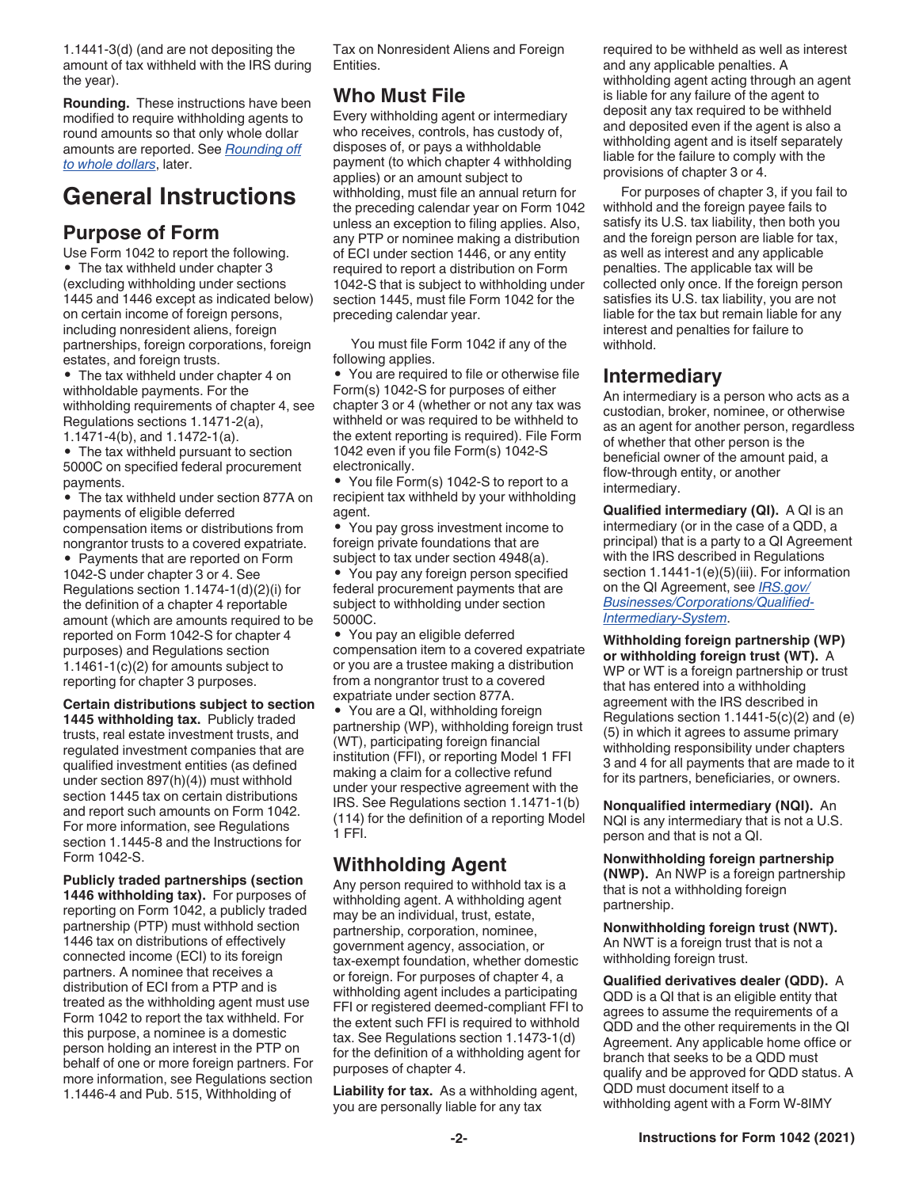1.1441-3(d) (and are not depositing the amount of tax withheld with the IRS during the year).

**Rounding.** These instructions have been modified to require withholding agents to round amounts so that only whole dollar amounts are reported. See *Rounding off to whole dollars*, later.

# General Instructions

## Purpose of Form

Use Form 1042 to report the following.

- The tax withheld under chapter 3 (excluding withholding under sections 1445 and 1446 except as indicated below) on certain income of foreign persons, including nonresident aliens, foreign partnerships, foreign corporations, foreign estates, and foreign trusts.
- The tax withheld under chapter 4 on withholdable payments. For the withholding requirements of chapter 4, see Regulations sections 1.1471-2(a), 1.1471-4(b), and 1.1472-1(a).
- The tax withheld pursuant to section 5000C on specified federal procurement payments.
- The tax withheld under section 877A on payments of eligible deferred compensation items or distributions from nongrantor trusts to a covered expatriate.
- Payments that are reported on Form 1042-S under chapter 3 or 4. See Regulations section 1.1474-1(d)(2)(i) for the definition of a chapter 4 reportable amount (which are amounts required to be reported on Form 1042-S for chapter 4 purposes) and Regulations section 1.1461-1(c)(2) for amounts subject to reporting for chapter 3 purposes.

**Certain distributions subject to section 1445 withholding tax.** Publicly traded trusts, real estate investment trusts, and regulated investment companies that are qualified investment entities (as defined under section 897(h)(4)) must withhold section 1445 tax on certain distributions and report such amounts on Form 1042. For more information, see Regulations section 1.1445-8 and the Instructions for Form 1042-S.

**Publicly traded partnerships (section 1446 withholding tax).** For purposes of reporting on Form 1042, a publicly traded partnership (PTP) must withhold section 1446 tax on distributions of effectively connected income (ECI) to its foreign partners. A nominee that receives a distribution of ECI from a PTP and is treated as the withholding agent must use Form 1042 to report the tax withheld. For this purpose, a nominee is a domestic person holding an interest in the PTP on behalf of one or more foreign partners. For more information, see Regulations section 1.1446-4 and Pub. 515, Withholding of Tax on Nonresident Aliens and Foreign Entities.

## Who Must File

Every withholding agent or intermediary who receives, controls, has custody of, disposes of, or pays a withholdable payment (to which chapter 4 withholding applies) or an amount subject to withholding, must file an annual return for the preceding calendar year on Form 1042 unless an exception to filing applies. Also, any PTP or nominee making a distribution of ECI under section 1446, or any entity required to report a distribution on Form 1042-S that is subject to withholding under section 1445, must file Form 1042 for the preceding calendar year.

You must file Form 1042 if any of the following applies.

- You are required to file or otherwise file Form(s) 1042-S for purposes of either chapter 3 or 4 (whether or not any tax was withheld or was required to be withheld to the extent reporting is required). File Form 1042 even if you file Form(s) 1042-S electronically.
- You file Form(s) 1042-S to report to a recipient tax withheld by your withholding agent.
- You pay gross investment income to foreign private foundations that are subject to tax under section 4948(a).
- You pay any foreign person specified federal procurement payments that are subject to withholding under section 5000C.
- You pay an eligible deferred compensation item to a covered expatriate or you are a trustee making a distribution from a nongrantor trust to a covered expatriate under section 877A.
- You are a QI, withholding foreign partnership (WP), withholding foreign trust (WT), participating foreign financial institution (FFI), or reporting Model 1 FFI making a claim for a collective refund under your respective agreement with the IRS. See Regulations section 1.1471-1(b)(114) for the definition of a reporting Model 1 FFI.

## Withholding Agent

Any person required to withhold tax is a withholding agent. A withholding agent may be an individual, trust, estate, partnership, corporation, nominee, government agency, association, or tax-exempt foundation, whether domestic or foreign. For purposes of chapter 4, a withholding agent includes a participating FFI or registered deemed-compliant FFI to the extent such FFI is required to withhold tax. See Regulations section 1.1473-1(d) for the definition of a withholding agent for purposes of chapter 4.

**Liability for tax.** As a withholding agent, you are personally liable for any tax required to be withheld as well as interest and any applicable penalties. A withholding agent acting through an agent is liable for any failure of the agent to deposit any tax required to be withheld and deposited even if the agent is also a withholding agent and is itself separately liable for the failure to comply with the provisions of chapter 3 or 4.

For purposes of chapter 3, if you fail to withhold and the foreign payee fails to satisfy its U.S. tax liability, then both you and the foreign person are liable for tax, as well as interest and any applicable penalties. The applicable tax will be collected only once. If the foreign person satisfies its U.S. tax liability, you are not liable for the tax but remain liable for any interest and penalties for failure to withhold.

## Intermediary

An intermediary is a person who acts as a custodian, broker, nominee, or otherwise as an agent for another person, regardless of whether that other person is the beneficial owner of the amount paid, a flow-through entity, or another intermediary.

**Qualified intermediary (QI).** A QI is an intermediary (or in the case of a QDD, a principal) that is a party to a QI Agreement with the IRS described in Regulations section 1.1441-1(e)(5)(iii). For information on the QI Agreement, see *IRS.gov/Businesses/Corporations/Qualified-Intermediary-System*.

**Withholding foreign partnership (WP) or withholding foreign trust (WT).** A WP or WT is a foreign partnership or trust that has entered into a withholding agreement with the IRS described in Regulations section 1.1441-5(c)(2) and (e)(5) in which it agrees to assume primary withholding responsibility under chapters 3 and 4 for all payments that are made to it for its partners, beneficiaries, or owners.

**Nonqualified intermediary (NQI).** An NQI is any intermediary that is not a U.S. person and that is not a QI.

**Nonwithholding foreign partnership (NWP).** An NWP is a foreign partnership that is not a withholding foreign partnership.

**Nonwithholding foreign trust (NWT).** An NWT is a foreign trust that is not a withholding foreign trust.

**Qualified derivatives dealer (QDD).** A QDD is a QI that is an eligible entity that agrees to assume the requirements of a QDD and the other requirements in the QI Agreement. Any applicable home office or branch that seeks to be a QDD must qualify and be approved for QDD status. A QDD must document itself to a withholding agent with a Form W-8IMY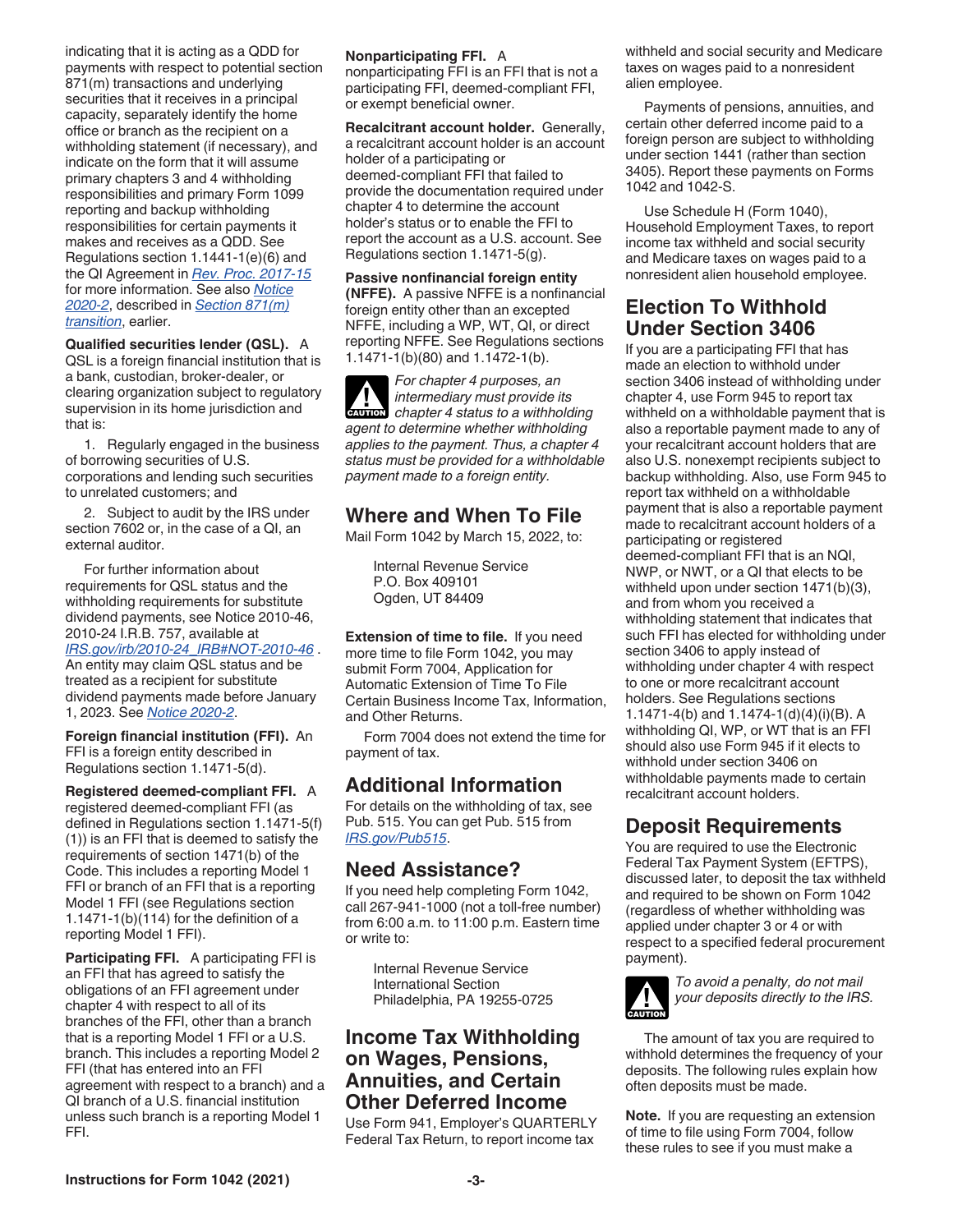indicating that it is acting as a QDD for payments with respect to potential section 871(m) transactions and underlying securities that it receives in a principal capacity, separately identify the home office or branch as the recipient on a withholding statement (if necessary), and indicate on the form that it will assume primary chapters 3 and 4 withholding responsibilities and primary Form 1099 reporting and backup withholding responsibilities for certain payments it makes and receives as a QDD. See Regulations section 1.1441-1(e)(6) and the QI Agreement in *Rev. Proc. 2017-15* for more information. See also *Notice 2020-2*, described in *Section 871(m) transition*, earlier.

**Qualified securities lender (QSL).** A QSL is a foreign financial institution that is a bank, custodian, broker-dealer, or clearing organization subject to regulatory supervision in its home jurisdiction and that is:

1. Regularly engaged in the business of borrowing securities of U.S. corporations and lending such securities to unrelated customers; and
2. Subject to audit by the IRS under section 7602 or, in the case of a QI, an external auditor.

For further information about requirements for QSL status and the withholding requirements for substitute dividend payments, see Notice 2010-46, 2010-24 I.R.B. 757, available at *IRS.gov/irb/2010-24_IRB#NOT-2010-46* . An entity may claim QSL status and be treated as a recipient for substitute dividend payments made before January 1, 2023. See *Notice 2020-2*.

**Foreign financial institution (FFI).** An FFI is a foreign entity described in Regulations section 1.1471-5(d).

**Registered deemed-compliant FFI.** A registered deemed-compliant FFI (as defined in Regulations section 1.1471-5(f)(1)) is an FFI that is deemed to satisfy the requirements of section 1471(b) of the Code. This includes a reporting Model 1 FFI or branch of an FFI that is a reporting Model 1 FFI (see Regulations section 1.1471-1(b)(114) for the definition of a reporting Model 1 FFI).

**Participating FFI.** A participating FFI is an FFI that has agreed to satisfy the obligations of an FFI agreement under chapter 4 with respect to all of its branches of the FFI, other than a branch that is a reporting Model 1 FFI or a U.S. branch. This includes a reporting Model 2 FFI (that has entered into an FFI agreement with respect to a branch) and a QI branch of a U.S. financial institution unless such branch is a reporting Model 1 FFI.

**Nonparticipating FFI.** A nonparticipating FFI is an FFI that is not a participating FFI, deemed-compliant FFI, or exempt beneficial owner.

**Recalcitrant account holder.** Generally, a recalcitrant account holder is an account holder of a participating or deemed-compliant FFI that failed to provide the documentation required under chapter 4 to determine the account holder's status or to enable the FFI to report the account as a U.S. account. See Regulations section 1.1471-5(g).

**Passive nonfinancial foreign entity (NFFE).** A passive NFFE is a nonfinancial foreign entity other than an excepted NFFE, including a WP, WT, QI, or direct reporting NFFE. See Regulations sections 1.1471-1(b)(80) and 1.1472-1(b).

CAUTION: *For chapter 4 purposes, an intermediary must provide its chapter 4 status to a withholding agent to determine whether withholding applies to the payment. Thus, a chapter 4 status must be provided for a withholdable payment made to a foreign entity.*

## Where and When To File

Mail Form 1042 by March 15, 2022, to:

Internal Revenue Service
P.O. Box 409101
Ogden, UT 84409

**Extension of time to file.** If you need more time to file Form 1042, you may submit Form 7004, Application for Automatic Extension of Time To File Certain Business Income Tax, Information, and Other Returns.

Form 7004 does not extend the time for payment of tax.

## Additional Information

For details on the withholding of tax, see Pub. 515. You can get Pub. 515 from *IRS.gov/Pub515*.

## Need Assistance?

If you need help completing Form 1042, call 267-941-1000 (not a toll-free number) from 6:00 a.m. to 11:00 p.m. Eastern time or write to:

Internal Revenue Service
International Section
Philadelphia, PA 19255-0725

## Income Tax Withholding on Wages, Pensions, Annuities, and Certain Other Deferred Income

Use Form 941, Employer's QUARTERLY Federal Tax Return, to report income tax withheld and social security and Medicare taxes on wages paid to a nonresident alien employee.

Payments of pensions, annuities, and certain other deferred income paid to a foreign person are subject to withholding under section 1441 (rather than section 3405). Report these payments on Forms 1042 and 1042-S.

Use Schedule H (Form 1040), Household Employment Taxes, to report income tax withheld and social security and Medicare taxes on wages paid to a nonresident alien household employee.

## Election To Withhold Under Section 3406

If you are a participating FFI that has made an election to withhold under section 3406 instead of withholding under chapter 4, use Form 945 to report tax withheld on a withholdable payment that is also a reportable payment made to any of your recalcitrant account holders that are also U.S. nonexempt recipients subject to backup withholding. Also, use Form 945 to report tax withheld on a withholdable payment that is also a reportable payment made to recalcitrant account holders of a participating or registered deemed-compliant FFI that is an NQI, NWP, or NWT, or a QI that elects to be withheld upon under section 1471(b)(3), and from whom you received a withholding statement that indicates that such FFI has elected for withholding under section 3406 to apply instead of withholding under chapter 4 with respect to one or more recalcitrant account holders. See Regulations sections 1.1471-4(b) and 1.1474-1(d)(4)(i)(B). A withholding QI, WP, or WT that is an FFI should also use Form 945 if it elects to withhold under section 3406 on withholdable payments made to certain recalcitrant account holders.

## Deposit Requirements

You are required to use the Electronic Federal Tax Payment System (EFTPS), discussed later, to deposit the tax withheld and required to be shown on Form 1042 (regardless of whether withholding was applied under chapter 3 or 4 or with respect to a specified federal procurement payment).

CAUTION: *To avoid a penalty, do not mail your deposits directly to the IRS.*

The amount of tax you are required to withhold determines the frequency of your deposits. The following rules explain how often deposits must be made.

**Note.** If you are requesting an extension of time to file using Form 7004, follow these rules to see if you must make a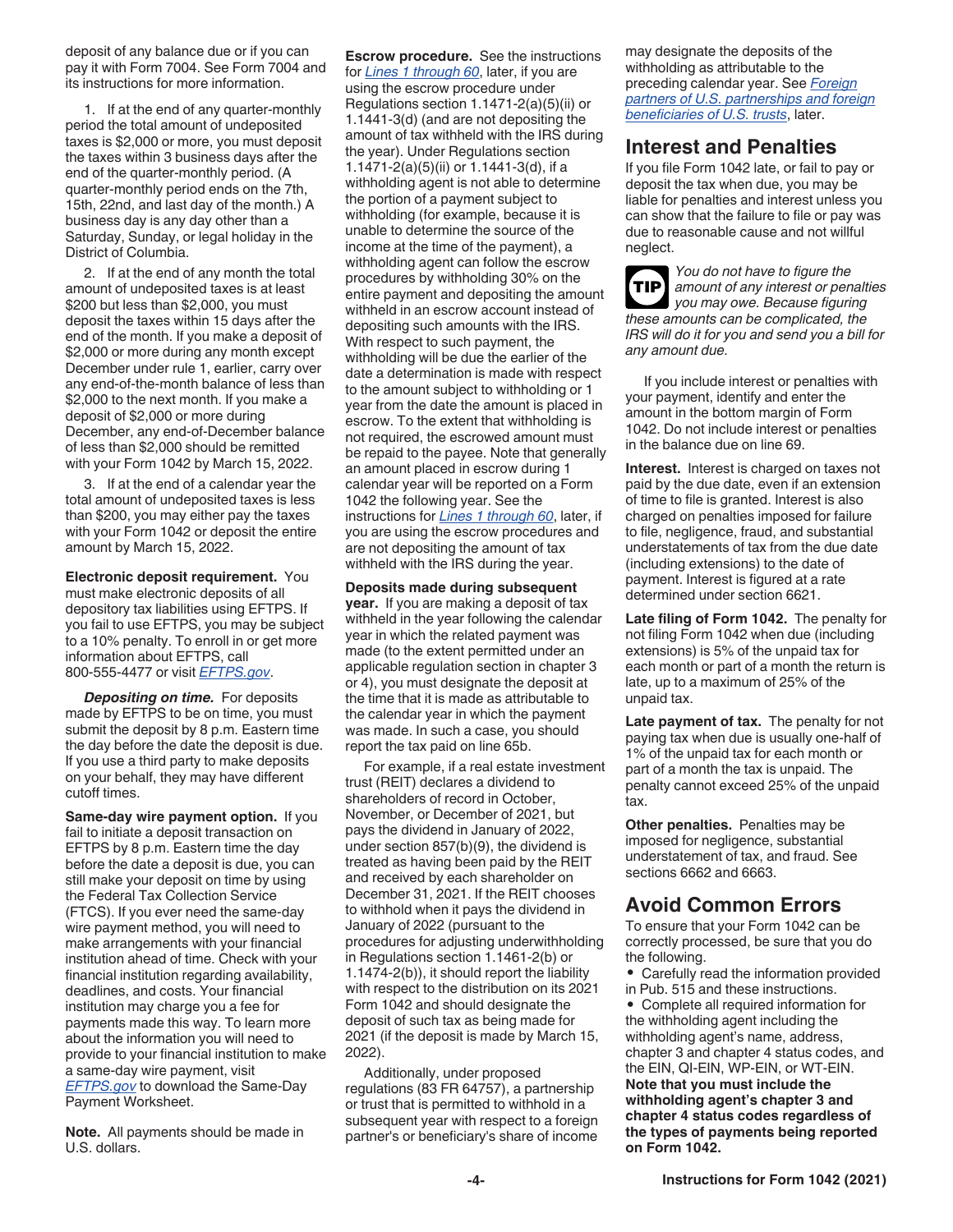deposit of any balance due or if you can pay it with Form 7004. See Form 7004 and its instructions for more information.

1. If at the end of any quarter-monthly period the total amount of undeposited taxes is $2,000 or more, you must deposit the taxes within 3 business days after the end of the quarter-monthly period. (A quarter-monthly period ends on the 7th, 15th, 22nd, and last day of the month.) A business day is any day other than a Saturday, Sunday, or legal holiday in the District of Columbia.

2. If at the end of any month the total amount of undeposited taxes is at least $200 but less than $2,000, you must deposit the taxes within 15 days after the end of the month. If you make a deposit of $2,000 or more during any month except December under rule 1, earlier, carry over any end-of-the-month balance of less than $2,000 to the next month. If you make a deposit of $2,000 or more during December, any end-of-December balance of less than $2,000 should be remitted with your Form 1042 by March 15, 2022.

3. If at the end of a calendar year the total amount of undeposited taxes is less than $200, you may either pay the taxes with your Form 1042 or deposit the entire amount by March 15, 2022.

**Electronic deposit requirement.** You must make electronic deposits of all depository tax liabilities using EFTPS. If you fail to use EFTPS, you may be subject to a 10% penalty. To enroll in or get more information about EFTPS, call 800-555-4477 or visit *EFTPS.gov*.

***Depositing on time.*** For deposits made by EFTPS to be on time, you must submit the deposit by 8 p.m. Eastern time the day before the date the deposit is due. If you use a third party to make deposits on your behalf, they may have different cutoff times.

**Same-day wire payment option.** If you fail to initiate a deposit transaction on EFTPS by 8 p.m. Eastern time the day before the date a deposit is due, you can still make your deposit on time by using the Federal Tax Collection Service (FTCS). If you ever need the same-day wire payment method, you will need to make arrangements with your financial institution ahead of time. Check with your financial institution regarding availability, deadlines, and costs. Your financial institution may charge you a fee for payments made this way. To learn more about the information you will need to provide to your financial institution to make a same-day wire payment, visit *EFTPS.gov* to download the Same-Day Payment Worksheet.

**Note.** All payments should be made in U.S. dollars.

**Escrow procedure.** See the instructions for *Lines 1 through 60*, later, if you are using the escrow procedure under Regulations section 1.1471-2(a)(5)(ii) or 1.1441-3(d) (and are not depositing the amount of tax withheld with the IRS during the year). Under Regulations section 1.1471-2(a)(5)(ii) or 1.1441-3(d), if a withholding agent is not able to determine the portion of a payment subject to withholding (for example, because it is unable to determine the source of the income at the time of the payment), a withholding agent can follow the escrow procedures by withholding 30% on the entire payment and depositing the amount withheld in an escrow account instead of depositing such amounts with the IRS. With respect to such payment, the withholding will be due the earlier of the date a determination is made with respect to the amount subject to withholding or 1 year from the date the amount is placed in escrow. To the extent that withholding is not required, the escrowed amount must be repaid to the payee. Note that generally an amount placed in escrow during 1 calendar year will be reported on a Form 1042 the following year. See the instructions for *Lines 1 through 60*, later, if you are using the escrow procedures and are not depositing the amount of tax withheld with the IRS during the year.

**Deposits made during subsequent year.** If you are making a deposit of tax withheld in the year following the calendar year in which the related payment was made (to the extent permitted under an applicable regulation section in chapter 3 or 4), you must designate the deposit at the time that it is made as attributable to the calendar year in which the payment was made. In such a case, you should report the tax paid on line 65b.

For example, if a real estate investment trust (REIT) declares a dividend to shareholders of record in October, November, or December of 2021, but pays the dividend in January of 2022, under section 857(b)(9), the dividend is treated as having been paid by the REIT and received by each shareholder on December 31, 2021. If the REIT chooses to withhold when it pays the dividend in January of 2022 (pursuant to the procedures for adjusting underwithholding in Regulations section 1.1461-2(b) or 1.1474-2(b)), it should report the liability with respect to the distribution on its 2021 Form 1042 and should designate the deposit of such tax as being made for 2021 (if the deposit is made by March 15, 2022).

Additionally, under proposed regulations (83 FR 64757), a partnership or trust that is permitted to withhold in a subsequent year with respect to a foreign partner's or beneficiary's share of income may designate the deposits of the withholding as attributable to the preceding calendar year. See *Foreign partners of U.S. partnerships and foreign beneficiaries of U.S. trusts*, later.

## Interest and Penalties

If you file Form 1042 late, or fail to pay or deposit the tax when due, you may be liable for penalties and interest unless you can show that the failure to file or pay was due to reasonable cause and not willful neglect.

TIP *You do not have to figure the amount of any interest or penalties you may owe. Because figuring these amounts can be complicated, the IRS will do it for you and send you a bill for any amount due.*

If you include interest or penalties with your payment, identify and enter the amount in the bottom margin of Form 1042. Do not include interest or penalties in the balance due on line 69.

**Interest.** Interest is charged on taxes not paid by the due date, even if an extension of time to file is granted. Interest is also charged on penalties imposed for failure to file, negligence, fraud, and substantial understatements of tax from the due date (including extensions) to the date of payment. Interest is figured at a rate determined under section 6621.

**Late filing of Form 1042.** The penalty for not filing Form 1042 when due (including extensions) is 5% of the unpaid tax for each month or part of a month the return is late, up to a maximum of 25% of the unpaid tax.

**Late payment of tax.** The penalty for not paying tax when due is usually one-half of 1% of the unpaid tax for each month or part of a month the tax is unpaid. The penalty cannot exceed 25% of the unpaid tax.

**Other penalties.** Penalties may be imposed for negligence, substantial understatement of tax, and fraud. See sections 6662 and 6663.

## Avoid Common Errors

To ensure that your Form 1042 can be correctly processed, be sure that you do the following.

- Carefully read the information provided in Pub. 515 and these instructions.
- Complete all required information for the withholding agent including the withholding agent's name, address, chapter 3 and chapter 4 status codes, and the EIN, QI-EIN, WP-EIN, or WT-EIN. **Note that you must include the withholding agent's chapter 3 and chapter 4 status codes regardless of the types of payments being reported on Form 1042.**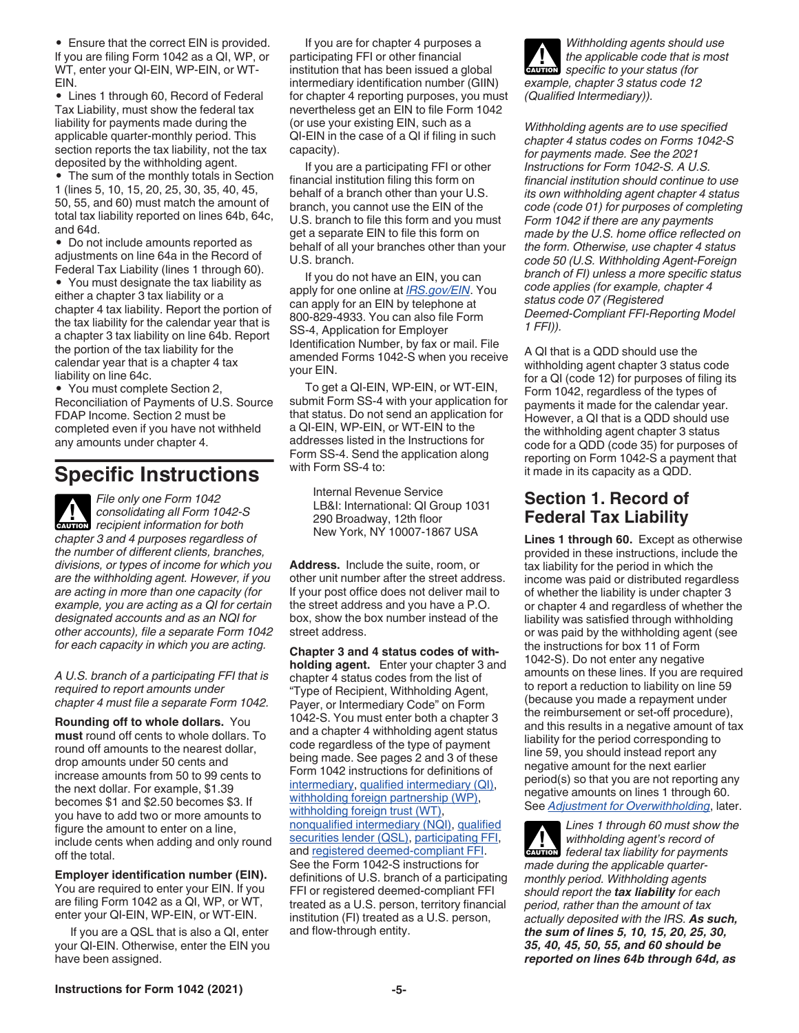- Ensure that the correct EIN is provided. If you are filing Form 1042 as a QI, WP, or WT, enter your QI-EIN, WP-EIN, or WT-EIN.
- Lines 1 through 60, Record of Federal Tax Liability, must show the federal tax liability for payments made during the applicable quarter-monthly period. This section reports the tax liability, not the tax deposited by the withholding agent.
- The sum of the monthly totals in Section 1 (lines 5, 10, 15, 20, 25, 30, 35, 40, 45, 50, 55, and 60) must match the amount of total tax liability reported on lines 64b, 64c, and 64d.
- Do not include amounts reported as adjustments on line 64a in the Record of Federal Tax Liability (lines 1 through 60).
- You must designate the tax liability as either a chapter 3 tax liability or a chapter 4 tax liability. Report the portion of the tax liability for the calendar year that is a chapter 3 tax liability on line 64b. Report the portion of the tax liability for the calendar year that is a chapter 4 tax liability on line 64c.
- You must complete Section 2, Reconciliation of Payments of U.S. Source FDAP Income. Section 2 must be completed even if you have not withheld any amounts under chapter 4.

# Specific Instructions

CAUTION: *File only one Form 1042 consolidating all Form 1042-S recipient information for both chapter 3 and 4 purposes regardless of the number of different clients, branches, divisions, or types of income for which you are the withholding agent. However, if you are acting in more than one capacity (for example, you are acting as a QI for certain designated accounts and as an NQI for other accounts), file a separate Form 1042 for each capacity in which you are acting.*

*A U.S. branch of a participating FFI that is required to report amounts under chapter 4 must file a separate Form 1042.*

**Rounding off to whole dollars.** You **must** round off cents to whole dollars. To round off amounts to the nearest dollar, drop amounts under 50 cents and increase amounts from 50 to 99 cents to the next dollar. For example, $1.39 becomes $1 and $2.50 becomes $3. If you have to add two or more amounts to figure the amount to enter on a line, include cents when adding and only round off the total.

**Employer identification number (EIN).** You are required to enter your EIN. If you are filing Form 1042 as a QI, WP, or WT, enter your QI-EIN, WP-EIN, or WT-EIN.

If you are a QSL that is also a QI, enter your QI-EIN. Otherwise, enter the EIN you have been assigned.

If you are for chapter 4 purposes a participating FFI or other financial institution that has been issued a global intermediary identification number (GIIN) for chapter 4 reporting purposes, you must nevertheless get an EIN to file Form 1042 (or use your existing EIN, such as a QI-EIN in the case of a QI if filing in such capacity).

If you are a participating FFI or other financial institution filing this form on behalf of a branch other than your U.S. branch, you cannot use the EIN of the U.S. branch to file this form and you must get a separate EIN to file this form on behalf of all your branches other than your U.S. branch.

If you do not have an EIN, you can apply for one online at *IRS.gov/EIN*. You can apply for an EIN by telephone at 800-829-4933. You can also file Form SS-4, Application for Employer Identification Number, by fax or mail. File amended Forms 1042-S when you receive your EIN.

To get a QI-EIN, WP-EIN, or WT-EIN, submit Form SS-4 with your application for that status. Do not send an application for a QI-EIN, WP-EIN, or WT-EIN to the addresses listed in the Instructions for Form SS-4. Send the application along with Form SS-4 to:

Internal Revenue Service
LB&I: International: QI Group 1031
290 Broadway, 12th floor
New York, NY 10007-1867 USA

**Address.** Include the suite, room, or other unit number after the street address. If your post office does not deliver mail to the street address and you have a P.O. box, show the box number instead of the street address.

**Chapter 3 and 4 status codes of withholding agent.** Enter your chapter 3 and chapter 4 status codes from the list of "Type of Recipient, Withholding Agent, Payer, or Intermediary Code" on Form 1042-S. You must enter both a chapter 3 and a chapter 4 withholding agent status code regardless of the type of payment being made. See pages 2 and 3 of these Form 1042 instructions for definitions of intermediary, qualified intermediary (QI), withholding foreign partnership (WP), withholding foreign trust (WT), nonqualified intermediary (NQI), qualified securities lender (QSL), participating FFI, and registered deemed-compliant FFI. See the Form 1042-S instructions for definitions of U.S. branch of a participating FFI or registered deemed-compliant FFI treated as a U.S. person, territory financial institution (FI) treated as a U.S. person, and flow-through entity.

CAUTION: *Withholding agents should use the applicable code that is most specific to your status (for example, chapter 3 status code 12 (Qualified Intermediary)).*

*Withholding agents are to use specified chapter 4 status codes on Forms 1042-S for payments made. See the 2021 Instructions for Form 1042-S. A U.S. financial institution should continue to use its own withholding agent chapter 4 status code (code 01) for purposes of completing Form 1042 if there are any payments made by the U.S. home office reflected on the form. Otherwise, use chapter 4 status code 50 (U.S. Withholding Agent-Foreign branch of FI) unless a more specific status code applies (for example, chapter 4 status code 07 (Registered Deemed-Compliant FFI-Reporting Model 1 FFI)).*

A QI that is a QDD should use the withholding agent chapter 3 status code for a QI (code 12) for purposes of filing its Form 1042, regardless of the types of payments it made for the calendar year. However, a QI that is a QDD should use the withholding agent chapter 3 status code for a QDD (code 35) for purposes of reporting on Form 1042-S a payment that it made in its capacity as a QDD.

## Section 1. Record of Federal Tax Liability

**Lines 1 through 60.** Except as otherwise provided in these instructions, include the tax liability for the period in which the income was paid or distributed regardless of whether the liability is under chapter 3 or chapter 4 and regardless of whether the liability was satisfied through withholding or was paid by the withholding agent (see the instructions for box 11 of Form 1042-S). Do not enter any negative amounts on these lines. If you are required to report a reduction to liability on line 59 (because you made a repayment under the reimbursement or set-off procedure), and this results in a negative amount of tax liability for the period corresponding to line 59, you should instead report any negative amount for the next earlier period(s) so that you are not reporting any negative amounts on lines 1 through 60. See *Adjustment for Overwithholding*, later.

CAUTION: *Lines 1 through 60 must show the withholding agent's record of federal tax liability for payments made during the applicable quarter-monthly period. Withholding agents should report the **tax liability** for each period, rather than the amount of tax actually deposited with the IRS. **As such, the sum of lines 5, 10, 15, 20, 25, 30, 35, 40, 45, 50, 55, and 60 should be reported on lines 64b through 64d, as***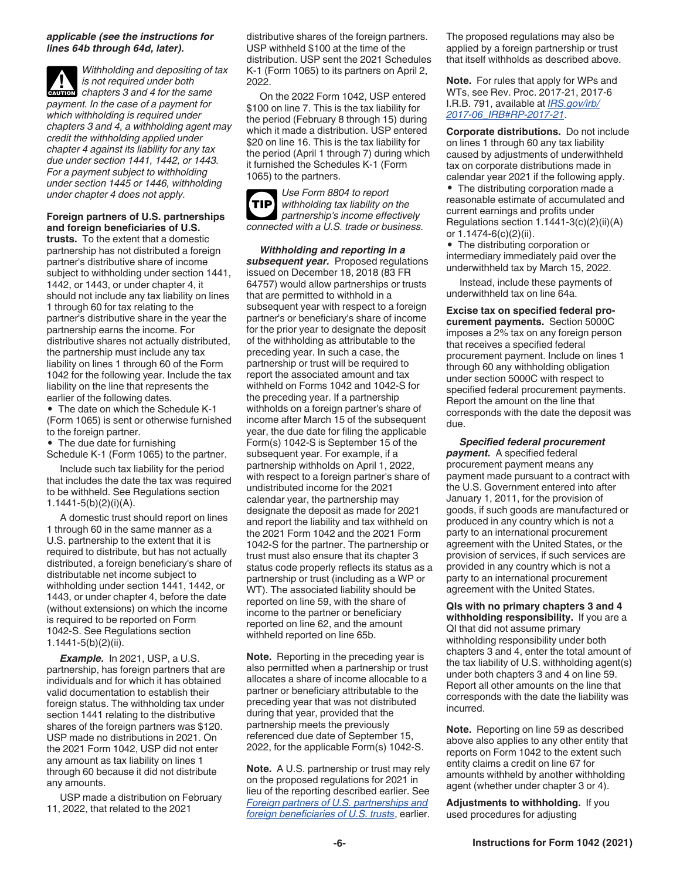***applicable (see the instructions for lines 64b through 64d, later).***

**CAUTION** *Withholding and depositing of tax is not required under both chapters 3 and 4 for the same payment. In the case of a payment for which withholding is required under chapters 3 and 4, a withholding agent may credit the withholding applied under chapter 4 against its liability for any tax due under section 1441, 1442, or 1443. For a payment subject to withholding under section 1445 or 1446, withholding under chapter 4 does not apply.*

**Foreign partners of U.S. partnerships and foreign beneficiaries of U.S. trusts.** To the extent that a domestic partnership has not distributed a foreign partner's distributive share of income subject to withholding under section 1441, 1442, or 1443, or under chapter 4, it should not include any tax liability on lines 1 through 60 for tax relating to the partner's distributive share in the year the partnership earns the income. For distributive shares not actually distributed, the partnership must include any tax liability on lines 1 through 60 of the Form 1042 for the following year. Include the tax liability on the line that represents the earlier of the following dates.

- The date on which the Schedule K-1 (Form 1065) is sent or otherwise furnished to the foreign partner.
- The due date for furnishing Schedule K-1 (Form 1065) to the partner.

Include such tax liability for the period that includes the date the tax was required to be withheld. See Regulations section 1.1441-5(b)(2)(i)(A).

A domestic trust should report on lines 1 through 60 in the same manner as a U.S. partnership to the extent that it is required to distribute, but has not actually distributed, a foreign beneficiary's share of distributable net income subject to withholding under section 1441, 1442, or 1443, or under chapter 4, before the date (without extensions) on which the income is required to be reported on Form 1042-S. See Regulations section 1.1441-5(b)(2)(ii).

***Example.*** In 2021, USP, a U.S. partnership, has foreign partners that are individuals and for which it has obtained valid documentation to establish their foreign status. The withholding tax under section 1441 relating to the distributive shares of the foreign partners was $120. USP made no distributions in 2021. On the 2021 Form 1042, USP did not enter any amount as tax liability on lines 1 through 60 because it did not distribute any amounts.

USP made a distribution on February 11, 2022, that related to the 2021 distributive shares of the foreign partners. USP withheld $100 at the time of the distribution. USP sent the 2021 Schedules K-1 (Form 1065) to its partners on April 2, 2022.

On the 2022 Form 1042, USP entered $100 on line 7. This is the tax liability for the period (February 8 through 15) during which it made a distribution. USP entered $20 on line 16. This is the tax liability for the period (April 1 through 7) during which it furnished the Schedules K-1 (Form 1065) to the partners.

**TIP** *Use Form 8804 to report withholding tax liability on the partnership's income effectively connected with a U.S. trade or business.*

***Withholding and reporting in a subsequent year.*** Proposed regulations issued on December 18, 2018 (83 FR 64757) would allow partnerships or trusts that are permitted to withhold in a subsequent year with respect to a foreign partner's or beneficiary's share of income for the prior year to designate the deposit of the withholding as attributable to the preceding year. In such a case, the partnership or trust will be required to report the associated amount and tax withheld on Forms 1042 and 1042-S for the preceding year. If a partnership withholds on a foreign partner's share of income after March 15 of the subsequent year, the due date for filing the applicable Form(s) 1042-S is September 15 of the subsequent year. For example, if a partnership withholds on April 1, 2022, with respect to a foreign partner's share of undistributed income for the 2021 calendar year, the partnership may designate the deposit as made for 2021 and report the liability and tax withheld on the 2021 Form 1042 and the 2021 Form 1042-S for the partner. The partnership or trust must also ensure that its chapter 3 status code properly reflects its status as a partnership or trust (including as a WP or WT). The associated liability should be reported on line 59, with the share of income to the partner or beneficiary reported on line 62, and the amount withheld reported on line 65b.

**Note.** Reporting in the preceding year is also permitted when a partnership or trust allocates a share of income allocable to a partner or beneficiary attributable to the preceding year that was not distributed during that year, provided that the partnership meets the previously referenced due date of September 15, 2022, for the applicable Form(s) 1042-S.

**Note.** A U.S. partnership or trust may rely on the proposed regulations for 2021 in lieu of the reporting described earlier. See *Foreign partners of U.S. partnerships and foreign beneficiaries of U.S. trusts*, earlier.

The proposed regulations may also be applied by a foreign partnership or trust that itself withholds as described above.

**Note.** For rules that apply for WPs and WTs, see Rev. Proc. 2017-21, 2017-6 I.R.B. 791, available at *IRS.gov/irb/2017-06_IRB#RP-2017-21*.

**Corporate distributions.** Do not include on lines 1 through 60 any tax liability caused by adjustments of underwithheld tax on corporate distributions made in calendar year 2021 if the following apply.

- The distributing corporation made a reasonable estimate of accumulated and current earnings and profits under Regulations section 1.1441-3(c)(2)(ii)(A) or 1.1474-6(c)(2)(ii).
- The distributing corporation or intermediary immediately paid over the underwithheld tax by March 15, 2022.

Instead, include these payments of underwithheld tax on line 64a.

**Excise tax on specified federal procurement payments.** Section 5000C imposes a 2% tax on any foreign person that receives a specified federal procurement payment. Include on lines 1 through 60 any withholding obligation under section 5000C with respect to specified federal procurement payments. Report the amount on the line that corresponds with the date the deposit was due.

***Specified federal procurement payment.*** A specified federal procurement payment means any payment made pursuant to a contract with the U.S. Government entered into after January 1, 2011, for the provision of goods, if such goods are manufactured or produced in any country which is not a party to an international procurement agreement with the United States, or the provision of services, if such services are provided in any country which is not a party to an international procurement agreement with the United States.

**QIs with no primary chapters 3 and 4 withholding responsibility.** If you are a QI that did not assume primary withholding responsibility under both chapters 3 and 4, enter the total amount of the tax liability of U.S. withholding agent(s) under both chapters 3 and 4 on line 59. Report all other amounts on the line that corresponds with the date the liability was incurred.

**Note.** Reporting on line 59 as described above also applies to any other entity that reports on Form 1042 to the extent such entity claims a credit on line 67 for amounts withheld by another withholding agent (whether under chapter 3 or 4).

**Adjustments to withholding.** If you used procedures for adjusting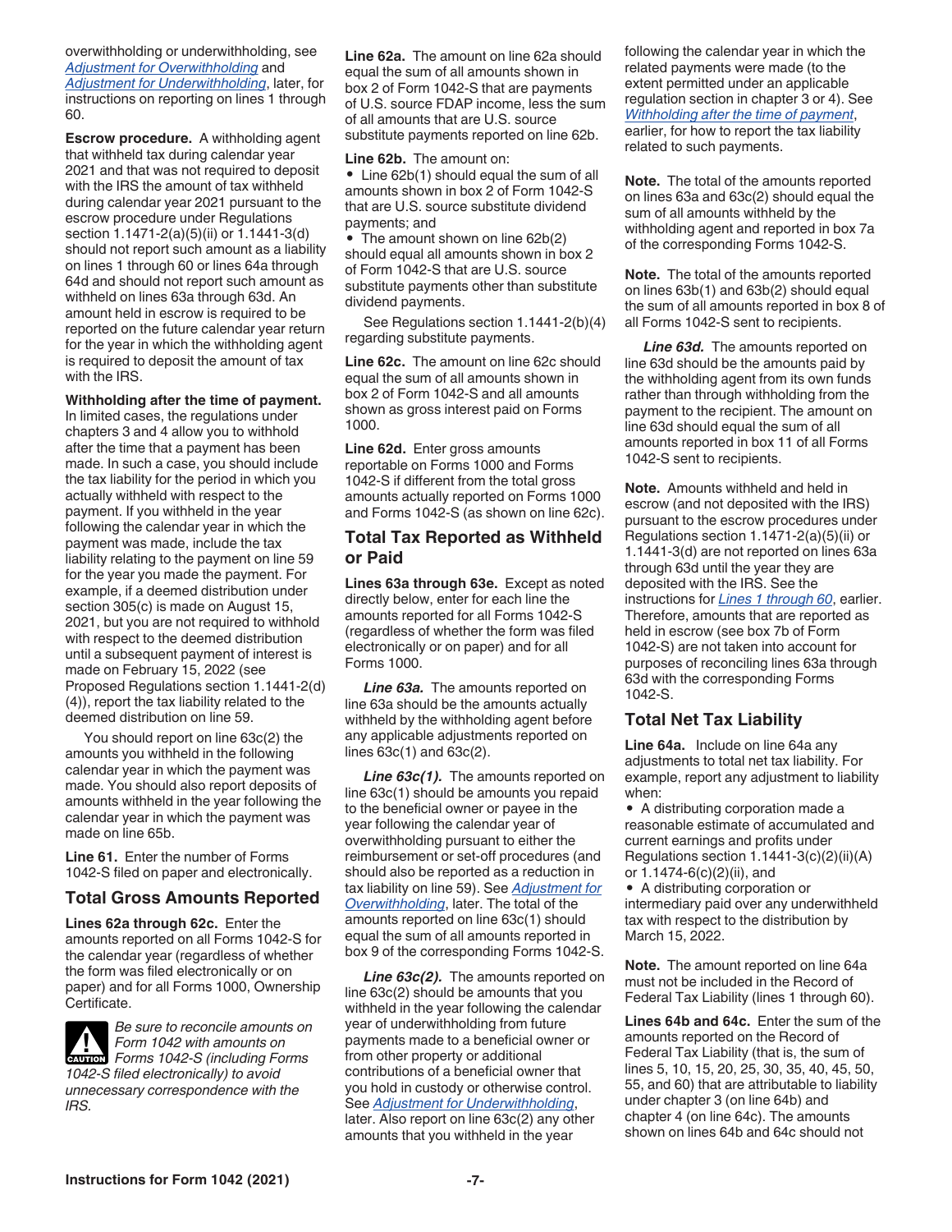overwithholding or underwithholding, see *Adjustment for Overwithholding* and *Adjustment for Underwithholding*, later, for instructions on reporting on lines 1 through 60.

**Escrow procedure.** A withholding agent that withheld tax during calendar year 2021 and that was not required to deposit with the IRS the amount of tax withheld during calendar year 2021 pursuant to the escrow procedure under Regulations section 1.1471-2(a)(5)(ii) or 1.1441-3(d) should not report such amount as a liability on lines 1 through 60 or lines 64a through 64d and should not report such amount as withheld on lines 63a through 63d. An amount held in escrow is required to be reported on the future calendar year return for the year in which the withholding agent is required to deposit the amount of tax with the IRS.

**Withholding after the time of payment.** In limited cases, the regulations under chapters 3 and 4 allow you to withhold after the time that a payment has been made. In such a case, you should include the tax liability for the period in which you actually withheld with respect to the payment. If you withheld in the year following the calendar year in which the payment was made, include the tax liability relating to the payment on line 59 for the year you made the payment. For example, if a deemed distribution under section 305(c) is made on August 15, 2021, but you are not required to withhold with respect to the deemed distribution until a subsequent payment of interest is made on February 15, 2022 (see Proposed Regulations section 1.1441-2(d)(4)), report the tax liability related to the deemed distribution on line 59.

You should report on line 63c(2) the amounts you withheld in the following calendar year in which the payment was made. You should also report deposits of amounts withheld in the year following the calendar year in which the payment was made on line 65b.

**Line 61.** Enter the number of Forms 1042-S filed on paper and electronically.

## Total Gross Amounts Reported

**Lines 62a through 62c.** Enter the amounts reported on all Forms 1042-S for the calendar year (regardless of whether the form was filed electronically or on paper) and for all Forms 1000, Ownership Certificate.

CAUTION: *Be sure to reconcile amounts on Form 1042 with amounts on Forms 1042-S (including Forms 1042-S filed electronically) to avoid unnecessary correspondence with the IRS.*

**Line 62a.** The amount on line 62a should equal the sum of all amounts shown in box 2 of Form 1042-S that are payments of U.S. source FDAP income, less the sum of all amounts that are U.S. source substitute payments reported on line 62b.

**Line 62b.** The amount on:

- Line 62b(1) should equal the sum of all amounts shown in box 2 of Form 1042-S that are U.S. source substitute dividend payments; and
- The amount shown on line 62b(2) should equal all amounts shown in box 2 of Form 1042-S that are U.S. source substitute payments other than substitute dividend payments.

See Regulations section 1.1441-2(b)(4) regarding substitute payments.

**Line 62c.** The amount on line 62c should equal the sum of all amounts shown in box 2 of Form 1042-S and all amounts shown as gross interest paid on Forms 1000.

**Line 62d.** Enter gross amounts reportable on Forms 1000 and Forms 1042-S if different from the total gross amounts actually reported on Forms 1000 and Forms 1042-S (as shown on line 62c).

## Total Tax Reported as Withheld or Paid

**Lines 63a through 63e.** Except as noted directly below, enter for each line the amounts reported for all Forms 1042-S (regardless of whether the form was filed electronically or on paper) and for all Forms 1000.

***Line 63a.*** The amounts reported on line 63a should be the amounts actually withheld by the withholding agent before any applicable adjustments reported on lines 63c(1) and 63c(2).

***Line 63c(1).*** The amounts reported on line 63c(1) should be amounts you repaid to the beneficial owner or payee in the year following the calendar year of overwithholding pursuant to either the reimbursement or set-off procedures (and should also be reported as a reduction in tax liability on line 59). See *Adjustment for Overwithholding*, later. The total of the amounts reported on line 63c(1) should equal the sum of all amounts reported in box 9 of the corresponding Forms 1042-S.

***Line 63c(2).*** The amounts reported on line 63c(2) should be amounts that you withheld in the year following the calendar year of underwithholding from future payments made to a beneficial owner or from other property or additional contributions of a beneficial owner that you hold in custody or otherwise control. See *Adjustment for Underwithholding*, later. Also report on line 63c(2) any other amounts that you withheld in the year following the calendar year in which the related payments were made (to the extent permitted under an applicable regulation section in chapter 3 or 4). See *Withholding after the time of payment*, earlier, for how to report the tax liability related to such payments.

**Note.** The total of the amounts reported on lines 63a and 63c(2) should equal the sum of all amounts withheld by the withholding agent and reported in box 7a of the corresponding Forms 1042-S.

**Note.** The total of the amounts reported on lines 63b(1) and 63b(2) should equal the sum of all amounts reported in box 8 of all Forms 1042-S sent to recipients.

***Line 63d.*** The amounts reported on line 63d should be the amounts paid by the withholding agent from its own funds rather than through withholding from the payment to the recipient. The amount on line 63d should equal the sum of all amounts reported in box 11 of all Forms 1042-S sent to recipients.

**Note.** Amounts withheld and held in escrow (and not deposited with the IRS) pursuant to the escrow procedures under Regulations section 1.1471-2(a)(5)(ii) or 1.1441-3(d) are not reported on lines 63a through 63d until the year they are deposited with the IRS. See the instructions for *Lines 1 through 60*, earlier. Therefore, amounts that are reported as held in escrow (see box 7b of Form 1042-S) are not taken into account for purposes of reconciling lines 63a through 63d with the corresponding Forms 1042-S.

## Total Net Tax Liability

**Line 64a.** Include on line 64a any adjustments to total net tax liability. For example, report any adjustment to liability when:

- A distributing corporation made a reasonable estimate of accumulated and current earnings and profits under Regulations section 1.1441-3(c)(2)(ii)(A) or 1.1474-6(c)(2)(ii), and
- A distributing corporation or intermediary paid over any underwithheld tax with respect to the distribution by March 15, 2022.

**Note.** The amount reported on line 64a must not be included in the Record of Federal Tax Liability (lines 1 through 60).

**Lines 64b and 64c.** Enter the sum of the amounts reported on the Record of Federal Tax Liability (that is, the sum of lines 5, 10, 15, 20, 25, 30, 35, 40, 45, 50, 55, and 60) that are attributable to liability under chapter 3 (on line 64b) and chapter 4 (on line 64c). The amounts shown on lines 64b and 64c should not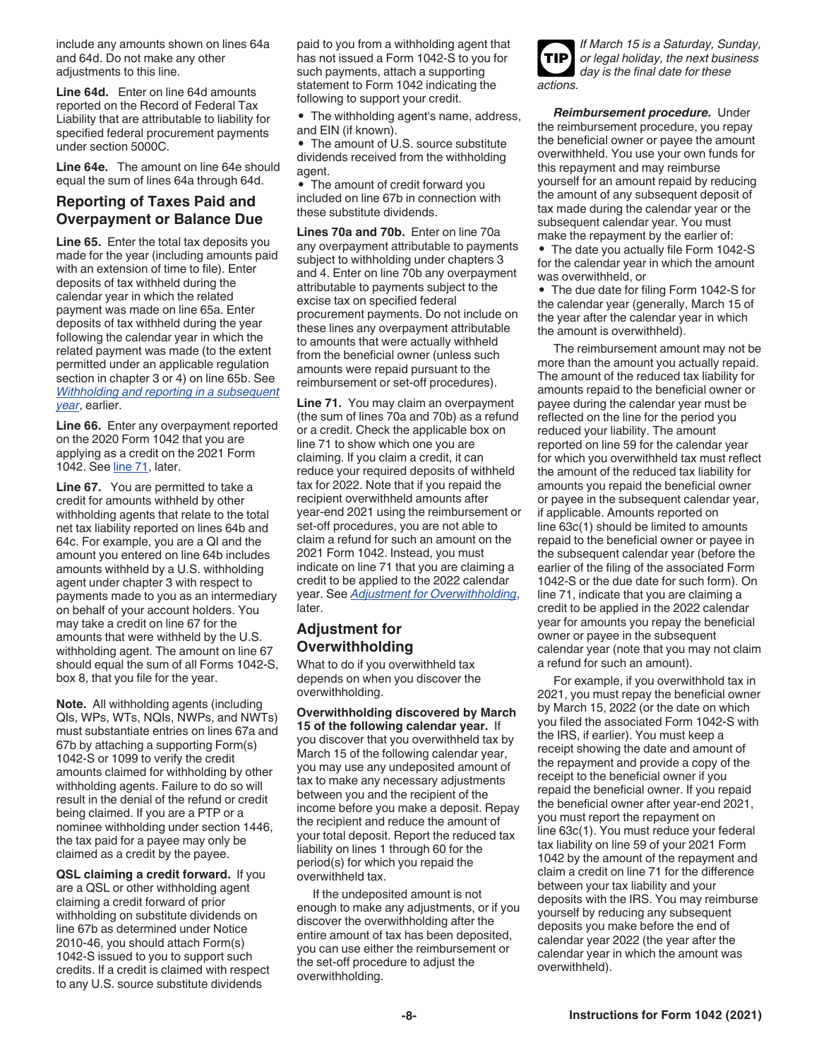include any amounts shown on lines 64a and 64d. Do not make any other adjustments to this line.

**Line 64d.** Enter on line 64d amounts reported on the Record of Federal Tax Liability that are attributable to liability for specified federal procurement payments under section 5000C.

**Line 64e.** The amount on line 64e should equal the sum of lines 64a through 64d.

## Reporting of Taxes Paid and Overpayment or Balance Due

**Line 65.** Enter the total tax deposits you made for the year (including amounts paid with an extension of time to file). Enter deposits of tax withheld during the calendar year in which the related payment was made on line 65a. Enter deposits of tax withheld during the year following the calendar year in which the related payment was made (to the extent permitted under an applicable regulation section in chapter 3 or 4) on line 65b. See *Withholding and reporting in a subsequent year*, earlier.

**Line 66.** Enter any overpayment reported on the 2020 Form 1042 that you are applying as a credit on the 2021 Form 1042. See line 71, later.

**Line 67.** You are permitted to take a credit for amounts withheld by other withholding agents that relate to the total net tax liability reported on lines 64b and 64c. For example, you are a QI and the amount you entered on line 64b includes amounts withheld by a U.S. withholding agent under chapter 3 with respect to payments made to you as an intermediary on behalf of your account holders. You may take a credit on line 67 for the amounts that were withheld by the U.S. withholding agent. The amount on line 67 should equal the sum of all Forms 1042-S, box 8, that you file for the year.

**Note.** All withholding agents (including QIs, WPs, WTs, NQIs, NWPs, and NWTs) must substantiate entries on lines 67a and 67b by attaching a supporting Form(s) 1042-S or 1099 to verify the credit amounts claimed for withholding by other withholding agents. Failure to do so will result in the denial of the refund or credit being claimed. If you are a PTP or a nominee withholding under section 1446, the tax paid for a payee may only be claimed as a credit by the payee.

**QSL claiming a credit forward.** If you are a QSL or other withholding agent claiming a credit forward of prior withholding on substitute dividends on line 67b as determined under Notice 2010-46, you should attach Form(s) 1042-S issued to you to support such credits. If a credit is claimed with respect to any U.S. source substitute dividends paid to you from a withholding agent that has not issued a Form 1042-S to you for such payments, attach a supporting statement to Form 1042 indicating the following to support your credit.

- The withholding agent's name, address, and EIN (if known).
- The amount of U.S. source substitute dividends received from the withholding agent.
- The amount of credit forward you included on line 67b in connection with these substitute dividends.

**Lines 70a and 70b.** Enter on line 70a any overpayment attributable to payments subject to withholding under chapters 3 and 4. Enter on line 70b any overpayment attributable to payments subject to the excise tax on specified federal procurement payments. Do not include on these lines any overpayment attributable to amounts that were actually withheld from the beneficial owner (unless such amounts were repaid pursuant to the reimbursement or set-off procedures).

**Line 71.** You may claim an overpayment (the sum of lines 70a and 70b) as a refund or a credit. Check the applicable box on line 71 to show which one you are claiming. If you claim a credit, it can reduce your required deposits of withheld tax for 2022. Note that if you repaid the recipient overwithheld amounts after year-end 2021 using the reimbursement or set-off procedures, you are not able to claim a refund for such an amount on the 2021 Form 1042. Instead, you must indicate on line 71 that you are claiming a credit to be applied to the 2022 calendar year. See *Adjustment for Overwithholding*, later.

## Adjustment for Overwithholding

What to do if you overwithheld tax depends on when you discover the overwithholding.

**Overwithholding discovered by March 15 of the following calendar year.** If you discover that you overwithheld tax by March 15 of the following calendar year, you may use any undeposited amount of tax to make any necessary adjustments between you and the recipient of the income before you make a deposit. Repay the recipient and reduce the amount of your total deposit. Report the reduced tax liability on lines 1 through 60 for the period(s) for which you repaid the overwithheld tax.

If the undeposited amount is not enough to make any adjustments, or if you discover the overwithholding after the entire amount of tax has been deposited, you can use either the reimbursement or the set-off procedure to adjust the overwithholding.

**TIP** *If March 15 is a Saturday, Sunday, or legal holiday, the next business day is the final date for these actions.*

***Reimbursement procedure.*** Under the reimbursement procedure, you repay the beneficial owner or payee the amount overwithheld. You use your own funds for this repayment and may reimburse yourself for an amount repaid by reducing the amount of any subsequent deposit of tax made during the calendar year or the subsequent calendar year. You must make the repayment by the earlier of:

- The date you actually file Form 1042-S for the calendar year in which the amount was overwithheld, or
- The due date for filing Form 1042-S for the calendar year (generally, March 15 of the year after the calendar year in which the amount is overwithheld).

The reimbursement amount may not be more than the amount you actually repaid. The amount of the reduced tax liability for amounts repaid to the beneficial owner or payee during the calendar year must be reflected on the line for the period you reduced your liability. The amount reported on line 59 for the calendar year for which you overwithheld tax must reflect the amount of the reduced tax liability for amounts you repaid the beneficial owner or payee in the subsequent calendar year, if applicable. Amounts reported on line 63c(1) should be limited to amounts repaid to the beneficial owner or payee in the subsequent calendar year (before the earlier of the filing of the associated Form 1042-S or the due date for such form). On line 71, indicate that you are claiming a credit to be applied in the 2022 calendar year for amounts you repay the beneficial owner or payee in the subsequent calendar year (note that you may not claim a refund for such an amount).

For example, if you overwithhold tax in 2021, you must repay the beneficial owner by March 15, 2022 (or the date on which you filed the associated Form 1042-S with the IRS, if earlier). You must keep a receipt showing the date and amount of the repayment and provide a copy of the receipt to the beneficial owner if you repaid the beneficial owner. If you repaid the beneficial owner after year-end 2021, you must report the repayment on line 63c(1). You must reduce your federal tax liability on line 59 of your 2021 Form 1042 by the amount of the repayment and claim a credit on line 71 for the difference between your tax liability and your deposits with the IRS. You may reimburse yourself by reducing any subsequent deposits you make before the end of calendar year 2022 (the year after the calendar year in which the amount was overwithheld).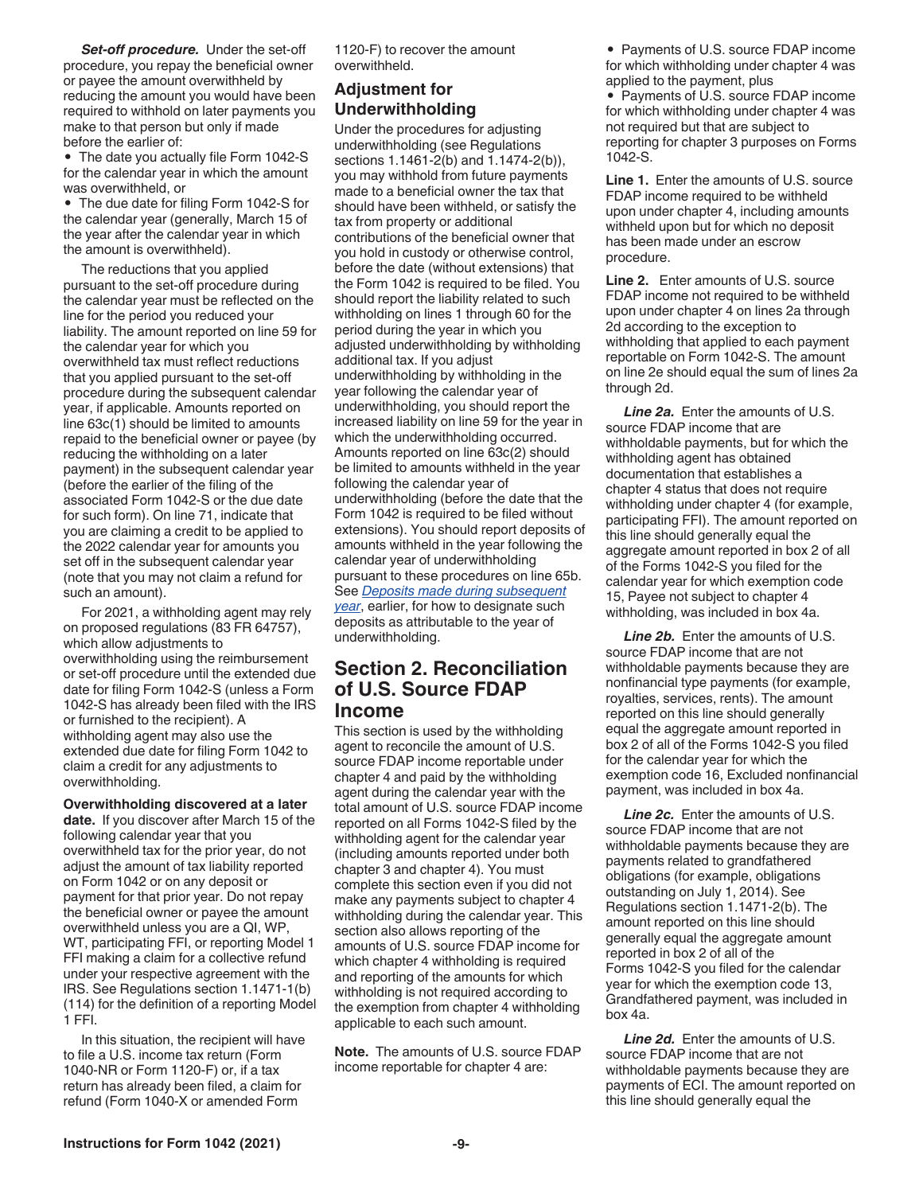***Set-off procedure.*** Under the set-off procedure, you repay the beneficial owner or payee the amount overwithheld by reducing the amount you would have been required to withhold on later payments you make to that person but only if made before the earlier of:

- The date you actually file Form 1042-S for the calendar year in which the amount was overwithheld, or
- The due date for filing Form 1042-S for the calendar year (generally, March 15 of the year after the calendar year in which the amount is overwithheld).

The reductions that you applied pursuant to the set-off procedure during the calendar year must be reflected on the line for the period you reduced your liability. The amount reported on line 59 for the calendar year for which you overwithheld tax must reflect reductions that you applied pursuant to the set-off procedure during the subsequent calendar year, if applicable. Amounts reported on line 63c(1) should be limited to amounts repaid to the beneficial owner or payee (by reducing the withholding on a later payment) in the subsequent calendar year (before the earlier of the filing of the associated Form 1042-S or the due date for such form). On line 71, indicate that you are claiming a credit to be applied to the 2022 calendar year for amounts you set off in the subsequent calendar year (note that you may not claim a refund for such an amount).

For 2021, a withholding agent may rely on proposed regulations (83 FR 64757), which allow adjustments to overwithholding using the reimbursement or set-off procedure until the extended due date for filing Form 1042-S (unless a Form 1042-S has already been filed with the IRS or furnished to the recipient). A withholding agent may also use the extended due date for filing Form 1042 to claim a credit for any adjustments to overwithholding.

**Overwithholding discovered at a later date.** If you discover after March 15 of the following calendar year that you overwithheld tax for the prior year, do not adjust the amount of tax liability reported on Form 1042 or on any deposit or payment for that prior year. Do not repay the beneficial owner or payee the amount overwithheld unless you are a QI, WP, WT, participating FFI, or reporting Model 1 FFI making a claim for a collective refund under your respective agreement with the IRS. See Regulations section 1.1471-1(b)(114) for the definition of a reporting Model 1 FFI.

In this situation, the recipient will have to file a U.S. income tax return (Form 1040-NR or Form 1120-F) or, if a tax return has already been filed, a claim for refund (Form 1040-X or amended Form 1120-F) to recover the amount overwithheld.

### Adjustment for Underwithholding

Under the procedures for adjusting underwithholding (see Regulations sections 1.1461-2(b) and 1.1474-2(b)), you may withhold from future payments made to a beneficial owner the tax that should have been withheld, or satisfy the tax from property or additional contributions of the beneficial owner that you hold in custody or otherwise control, before the date (without extensions) that the Form 1042 is required to be filed. You should report the liability related to such withholding on lines 1 through 60 for the period during the year in which you adjusted underwithholding by withholding additional tax. If you adjust underwithholding by withholding in the year following the calendar year of underwithholding, you should report the increased liability on line 59 for the year in which the underwithholding occurred. Amounts reported on line 63c(2) should be limited to amounts withheld in the year following the calendar year of underwithholding (before the date that the Form 1042 is required to be filed without extensions). You should report deposits of amounts withheld in the year following the calendar year of underwithholding pursuant to these procedures on line 65b. See *Deposits made during subsequent year*, earlier, for how to designate such deposits as attributable to the year of underwithholding.

## Section 2. Reconciliation of U.S. Source FDAP Income

This section is used by the withholding agent to reconcile the amount of U.S. source FDAP income reportable under chapter 4 and paid by the withholding agent during the calendar year with the total amount of U.S. source FDAP income reported on all Forms 1042-S filed by the withholding agent for the calendar year (including amounts reported under both chapter 3 and chapter 4). You must complete this section even if you did not make any payments subject to chapter 4 withholding during the calendar year. This section also allows reporting of the amounts of U.S. source FDAP income for which chapter 4 withholding is required and reporting of the amounts for which withholding is not required according to the exemption from chapter 4 withholding applicable to each such amount.

**Note.** The amounts of U.S. source FDAP income reportable for chapter 4 are:

- Payments of U.S. source FDAP income for which withholding under chapter 4 was applied to the payment, plus
- Payments of U.S. source FDAP income for which withholding under chapter 4 was not required but that are subject to reporting for chapter 3 purposes on Forms 1042-S.

**Line 1.** Enter the amounts of U.S. source FDAP income required to be withheld upon under chapter 4, including amounts withheld upon but for which no deposit has been made under an escrow procedure.

**Line 2.** Enter amounts of U.S. source FDAP income not required to be withheld upon under chapter 4 on lines 2a through 2d according to the exception to withholding that applied to each payment reportable on Form 1042-S. The amount on line 2e should equal the sum of lines 2a through 2d.

***Line 2a.*** Enter the amounts of U.S. source FDAP income that are withholdable payments, but for which the withholding agent has obtained documentation that establishes a chapter 4 status that does not require withholding under chapter 4 (for example, participating FFI). The amount reported on this line should generally equal the aggregate amount reported in box 2 of all of the Forms 1042-S you filed for the calendar year for which exemption code 15, Payee not subject to chapter 4 withholding, was included in box 4a.

***Line 2b.*** Enter the amounts of U.S. source FDAP income that are not withholdable payments because they are nonfinancial type payments (for example, royalties, services, rents). The amount reported on this line should generally equal the aggregate amount reported in box 2 of all of the Forms 1042-S you filed for the calendar year for which the exemption code 16, Excluded nonfinancial payment, was included in box 4a.

***Line 2c.*** Enter the amounts of U.S. source FDAP income that are not withholdable payments because they are payments related to grandfathered obligations (for example, obligations outstanding on July 1, 2014). See Regulations section 1.1471-2(b). The amount reported on this line should generally equal the aggregate amount reported in box 2 of all of the Forms 1042-S you filed for the calendar year for which the exemption code 13, Grandfathered payment, was included in box 4a.

***Line 2d.*** Enter the amounts of U.S. source FDAP income that are not withholdable payments because they are payments of ECI. The amount reported on this line should generally equal the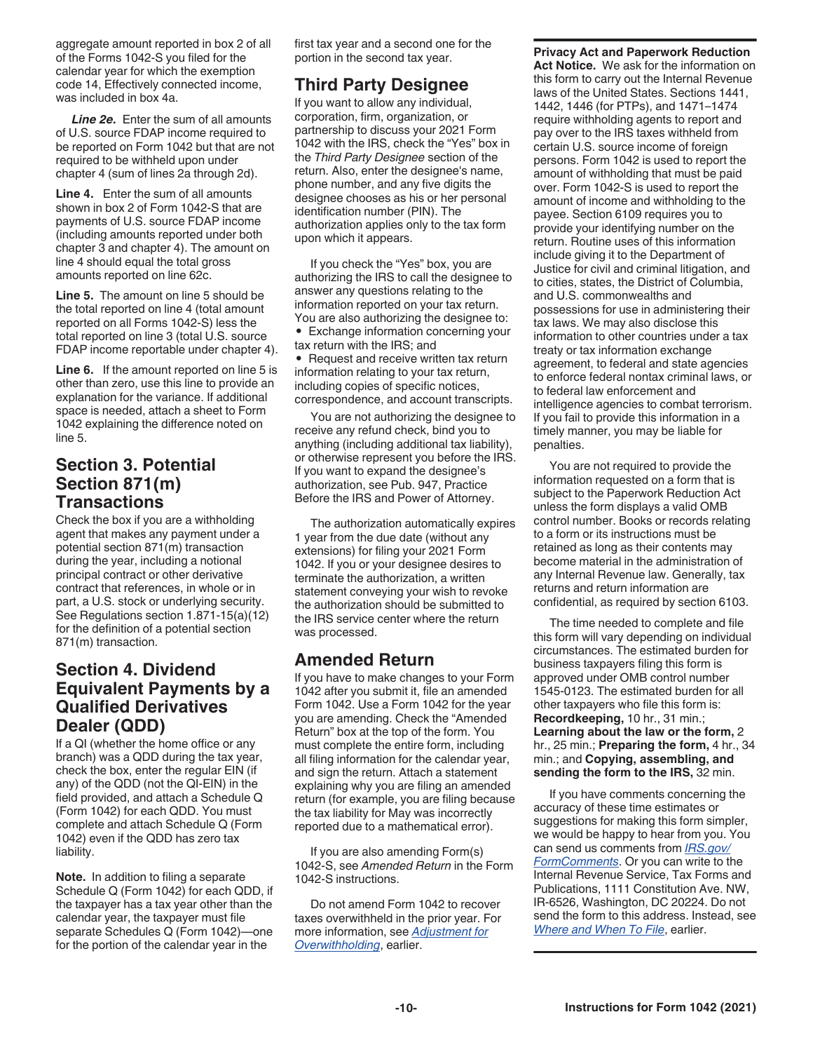aggregate amount reported in box 2 of all of the Forms 1042-S you filed for the calendar year for which the exemption code 14, Effectively connected income, was included in box 4a.

***Line 2e.*** Enter the sum of all amounts of U.S. source FDAP income required to be reported on Form 1042 but that are not required to be withheld upon under chapter 4 (sum of lines 2a through 2d).

**Line 4.** Enter the sum of all amounts shown in box 2 of Form 1042-S that are payments of U.S. source FDAP income (including amounts reported under both chapter 3 and chapter 4). The amount on line 4 should equal the total gross amounts reported on line 62c.

**Line 5.** The amount on line 5 should be the total reported on line 4 (total amount reported on all Forms 1042-S) less the total reported on line 3 (total U.S. source FDAP income reportable under chapter 4).

**Line 6.** If the amount reported on line 5 is other than zero, use this line to provide an explanation for the variance. If additional space is needed, attach a sheet to Form 1042 explaining the difference noted on line 5.

## Section 3. Potential Section 871(m) Transactions

Check the box if you are a withholding agent that makes any payment under a potential section 871(m) transaction during the year, including a notional principal contract or other derivative contract that references, in whole or in part, a U.S. stock or underlying security. See Regulations section 1.871-15(a)(12) for the definition of a potential section 871(m) transaction.

## Section 4. Dividend Equivalent Payments by a Qualified Derivatives Dealer (QDD)

If a QI (whether the home office or any branch) was a QDD during the tax year, check the box, enter the regular EIN (if any) of the QDD (not the QI-EIN) in the field provided, and attach a Schedule Q (Form 1042) for each QDD. You must complete and attach Schedule Q (Form 1042) even if the QDD has zero tax liability.

**Note.** In addition to filing a separate Schedule Q (Form 1042) for each QDD, if the taxpayer has a tax year other than the calendar year, the taxpayer must file separate Schedules Q (Form 1042)—one for the portion of the calendar year in the first tax year and a second one for the portion in the second tax year.

## Third Party Designee

If you want to allow any individual, corporation, firm, organization, or partnership to discuss your 2021 Form 1042 with the IRS, check the "Yes" box in the *Third Party Designee* section of the return. Also, enter the designee's name, phone number, and any five digits the designee chooses as his or her personal identification number (PIN). The authorization applies only to the tax form upon which it appears.

If you check the "Yes" box, you are authorizing the IRS to call the designee to answer any questions relating to the information reported on your tax return. You are also authorizing the designee to:

- Exchange information concerning your tax return with the IRS; and
- Request and receive written tax return information relating to your tax return, including copies of specific notices, correspondence, and account transcripts.

You are not authorizing the designee to receive any refund check, bind you to anything (including additional tax liability), or otherwise represent you before the IRS. If you want to expand the designee's authorization, see Pub. 947, Practice Before the IRS and Power of Attorney.

The authorization automatically expires 1 year from the due date (without any extensions) for filing your 2021 Form 1042. If you or your designee desires to terminate the authorization, a written statement conveying your wish to revoke the authorization should be submitted to the IRS service center where the return was processed.

## Amended Return

If you have to make changes to your Form 1042 after you submit it, file an amended Form 1042. Use a Form 1042 for the year you are amending. Check the "Amended Return" box at the top of the form. You must complete the entire form, including all filing information for the calendar year, and sign the return. Attach a statement explaining why you are filing an amended return (for example, you are filing because the tax liability for May was incorrectly reported due to a mathematical error).

If you are also amending Form(s) 1042-S, see *Amended Return* in the Form 1042-S instructions.

Do not amend Form 1042 to recover taxes overwithheld in the prior year. For more information, see *Adjustment for Overwithholding*, earlier.

**Privacy Act and Paperwork Reduction Act Notice.** We ask for the information on this form to carry out the Internal Revenue laws of the United States. Sections 1441, 1442, 1446 (for PTPs), and 1471–1474 require withholding agents to report and pay over to the IRS taxes withheld from certain U.S. source income of foreign persons. Form 1042 is used to report the amount of withholding that must be paid over. Form 1042-S is used to report the amount of income and withholding to the payee. Section 6109 requires you to provide your identifying number on the return. Routine uses of this information include giving it to the Department of Justice for civil and criminal litigation, and to cities, states, the District of Columbia, and U.S. commonwealths and possessions for use in administering their tax laws. We may also disclose this information to other countries under a tax treaty or tax information exchange agreement, to federal and state agencies to enforce federal nontax criminal laws, or to federal law enforcement and intelligence agencies to combat terrorism. If you fail to provide this information in a timely manner, you may be liable for penalties.

You are not required to provide the information requested on a form that is subject to the Paperwork Reduction Act unless the form displays a valid OMB control number. Books or records relating to a form or its instructions must be retained as long as their contents may become material in the administration of any Internal Revenue law. Generally, tax returns and return information are confidential, as required by section 6103.

The time needed to complete and file this form will vary depending on individual circumstances. The estimated burden for business taxpayers filing this form is approved under OMB control number 1545-0123. The estimated burden for all other taxpayers who file this form is: **Recordkeeping,** 10 hr., 31 min.; **Learning about the law or the form,** 2 hr., 25 min.; **Preparing the form,** 4 hr., 34 min.; and **Copying, assembling, and sending the form to the IRS,** 32 min.

If you have comments concerning the accuracy of these time estimates or suggestions for making this form simpler, we would be happy to hear from you. You can send us comments from *IRS.gov/FormComments*. Or you can write to the Internal Revenue Service, Tax Forms and Publications, 1111 Constitution Ave. NW, IR-6526, Washington, DC 20224. Do not send the form to this address. Instead, see *Where and When To File*, earlier.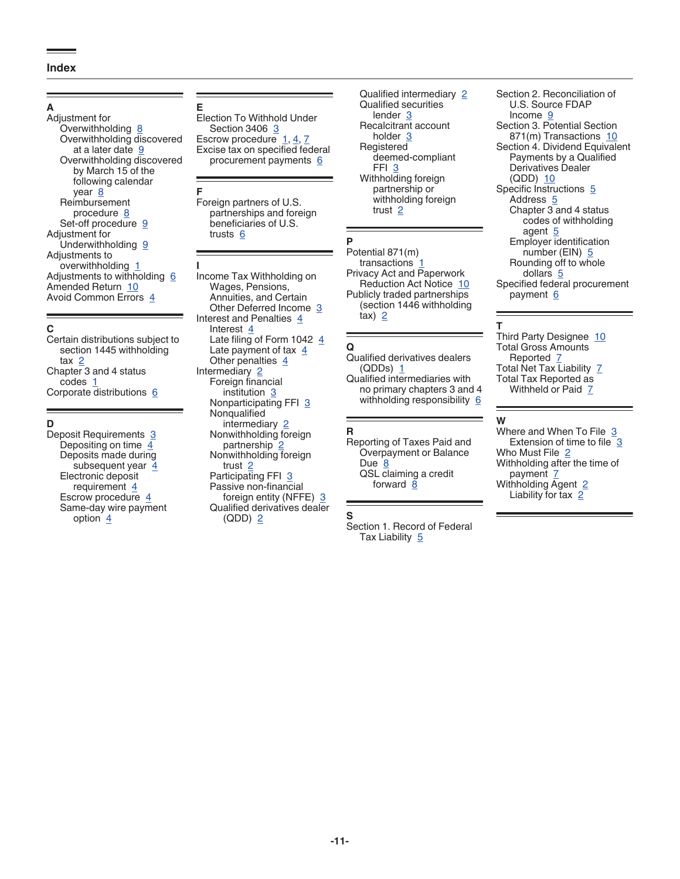## Index

**A**

Adjustment for
- Overwithholding 8
- Overwithholding discovered at a later date 9
- Overwithholding discovered by March 15 of the following calendar year 8
- Reimbursement procedure 8
- Set-off procedure 9

Adjustment for Underwithholding 9
Adjustments to overwithholding 1
Adjustments to withholding 6
Amended Return 10
Avoid Common Errors 4

**C**

Certain distributions subject to section 1445 withholding tax 2
Chapter 3 and 4 status codes 1
Corporate distributions 6

**D**

Deposit Requirements 3
- Depositing on time 4
- Deposits made during subsequent year 4
- Electronic deposit requirement 4
- Escrow procedure 4
- Same-day wire payment option 4

**E**

Election To Withhold Under Section 3406 3
Escrow procedure 1, 4, 7
Excise tax on specified federal procurement payments 6

**F**

Foreign partners of U.S. partnerships and foreign beneficiaries of U.S. trusts 6

**I**

Income Tax Withholding on Wages, Pensions, Annuities, and Certain Other Deferred Income 3
Interest and Penalties 4
- Interest 4
- Late filing of Form 1042 4
- Late payment of tax 4
- Other penalties 4

Intermediary 2
- Foreign financial institution 3
- Nonparticipating FFI 3
- Nonqualified intermediary 2
- Nonwithholding foreign partnership 2
- Nonwithholding foreign trust 2
- Participating FFI 3
- Passive non-financial foreign entity (NFFE) 3
- Qualified derivatives dealer (QDD) 2
- Qualified intermediary 2
- Qualified securities lender 3
- Recalcitrant account holder 3
- Registered deemed-compliant FFI 3
- Withholding foreign partnership or withholding foreign trust 2

**P**

Potential 871(m) transactions 1
Privacy Act and Paperwork Reduction Act Notice 10
Publicly traded partnerships (section 1446 withholding tax) 2

**Q**

Qualified derivatives dealers (QDDs) 1
Qualified intermediaries with no primary chapters 3 and 4 withholding responsibility 6

**R**

Reporting of Taxes Paid and Overpayment or Balance Due 8
- QSL claiming a credit forward 8

**S**

Section 1. Record of Federal Tax Liability 5
Section 2. Reconciliation of U.S. Source FDAP Income 9
Section 3. Potential Section 871(m) Transactions 10
Section 4. Dividend Equivalent Payments by a Qualified Derivatives Dealer (QDD) 10
Specific Instructions 5
- Address 5
- Chapter 3 and 4 status codes of withholding agent 5
- Employer identification number (EIN) 5
- Rounding off to whole dollars 5

Specified federal procurement payment 6

**T**

Third Party Designee 10
Total Gross Amounts Reported 7
Total Net Tax Liability 7
Total Tax Reported as Withheld or Paid 7

**W**

Where and When To File 3
- Extension of time to file 3

Who Must File 2
Withholding after the time of payment 7
Withholding Agent 2
- Liability for tax 2